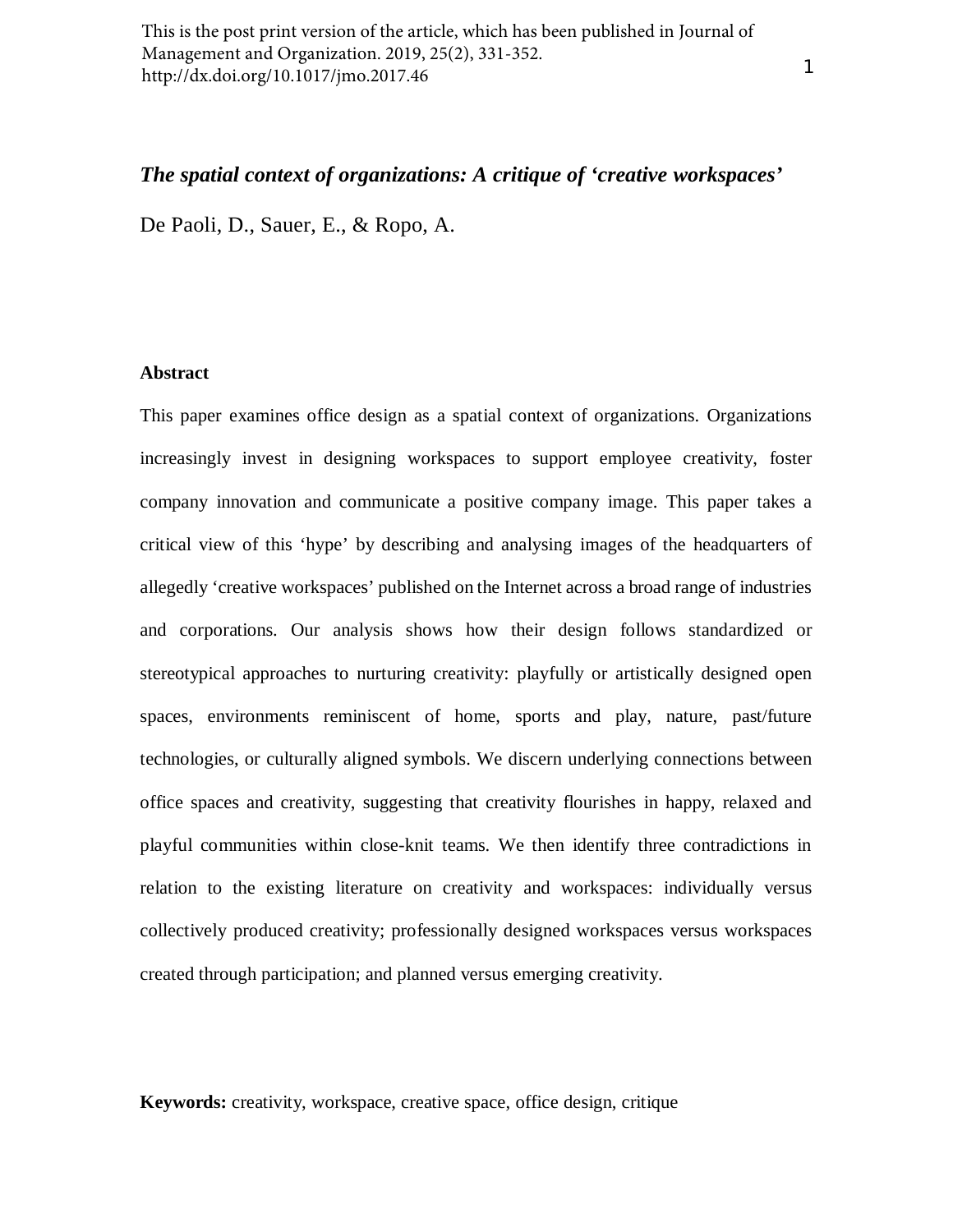This is the post print version of the article, which has been published in Journal of Management and Organization. 2019, 25(2), 331-352. http://dx.doi.org/10.1017/jmo.2017.46

# *The spatial context of organizations: A critique of 'creative workspaces'*

De Paoli, D., Sauer, E., & Ropo, A.

## Abstract

This paper examines office design as a spatial context of organizations. Organizations increasingly invest in designing workspaces to support employee creativity, foster company innovation and communicate a positive company image. This paper takes a critical view of this 'hype' by describing and analysing images of the headquarters of allegedly 'creative workspaces' published on the Internet across a broad range of industries and corporations. Our analysis shows how their design follows standardized or stereotypical approaches to nurturing creativity: playfully or artistically designed open spaces, environments reminiscent of home, sports and play, nature, past/future technologies, or culturally aligned symbols. We discern underlying connections between office spaces and creativity, suggesting that creativity flourishes in happy, relaxed and playful communities within close-knit teams. We then identify three contradictions in relation to the existing literature on creativity and workspaces: individually versus collectively produced creativity; professionally designed workspaces versus workspaces created through participation; and planned versus emerging creativity.

**Keywords:** creativity, workspace, creative space, office design, critique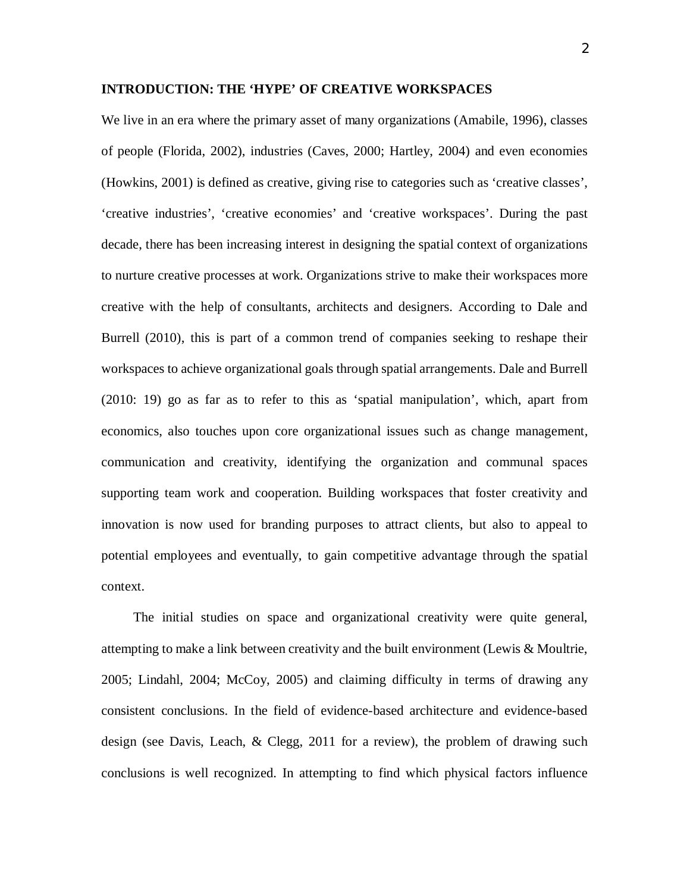## INTRODUCTION: THE 'HYPE' OF CREATIVE WORKSPACES

We live in an era where the primary asset of many organizations (Amabile, 1996), classes of people (Florida, 2002), industries (Caves, 2000; Hartley, 2004) and even economies (Howkins, 2001) is defined as creative, giving rise to categories such as 'creative classes', 'creative industries', 'creative economies' and 'creative workspaces'. During the past decade, there has been increasing interest in designing the spatial context of organizations to nurture creative processes at work. Organizations strive to make their workspaces more creative with the help of consultants, architects and designers. According to Dale and Burrell (2010), this is part of a common trend of companies seeking to reshape their workspaces to achieve organizational goals through spatial arrangements. Dale and Burrell (2010: 19) go as far as to refer to this as 'spatial manipulation', which, apart from economics, also touches upon core organizational issues such as change management, communication and creativity, identifying the organization and communal spaces supporting team work and cooperation. Building workspaces that foster creativity and innovation is now used for branding purposes to attract clients, but also to appeal to potential employees and eventually, to gain competitive advantage through the spatial context.

The initial studies on space and organizational creativity were quite general, attempting to make a link between creativity and the built environment (Lewis & Moultrie, 2005; Lindahl, 2004; McCoy, 2005) and claiming difficulty in terms of drawing any consistent conclusions. In the field of evidence-based architecture and evidence-based design (see Davis, Leach, & Clegg, 2011 for a review), the problem of drawing such conclusions is well recognized. In attempting to find which physical factors influence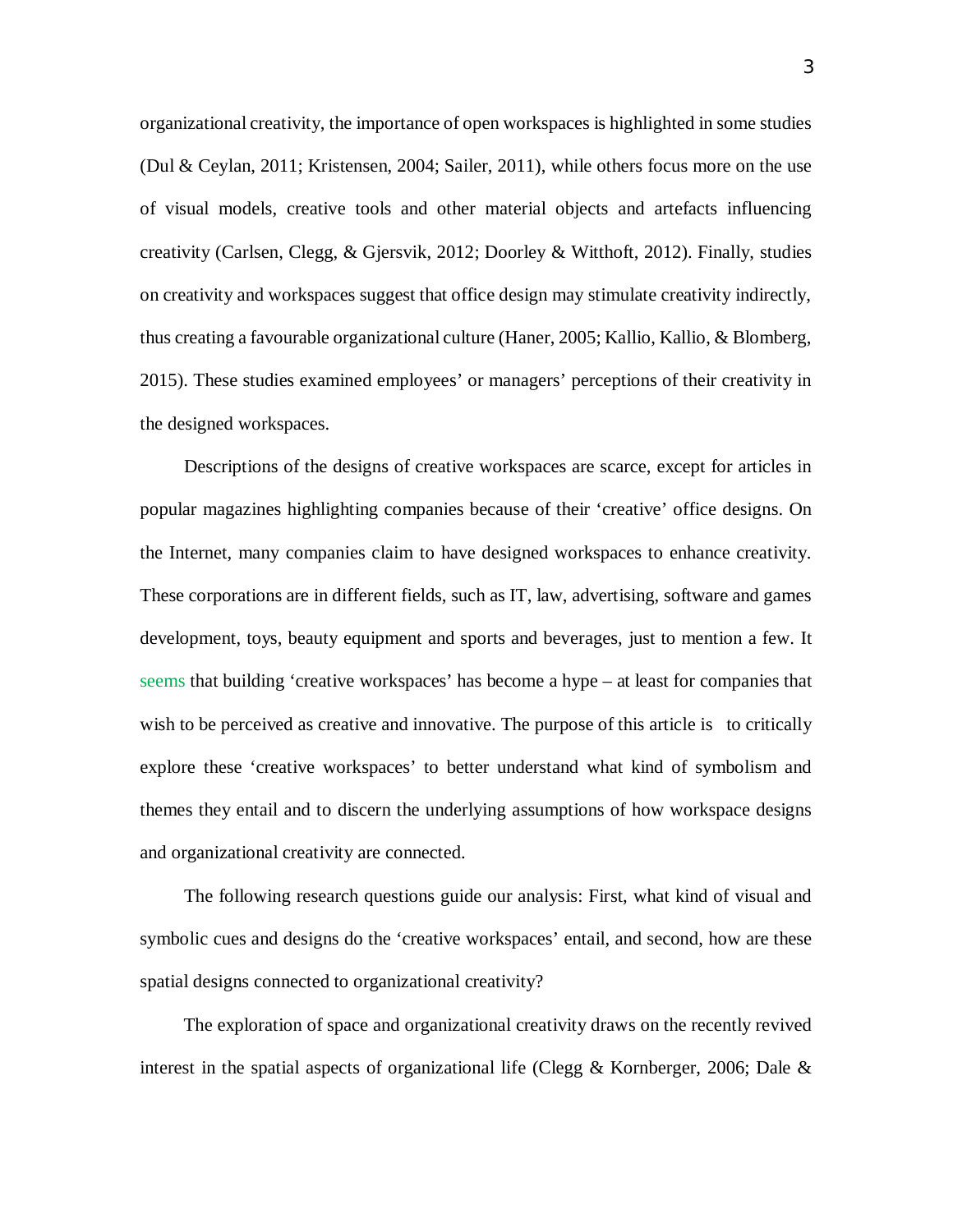organizational creativity, the importance of open workspaces is highlighted in some studies (Dul & Ceylan, 2011; Kristensen, 2004; Sailer, 2011), while others focus more on the use of visual models, creative tools and other material objects and artefacts influencing creativity (Carlsen, Clegg, & Gjersvik, 2012; Doorley & Witthoft, 2012). Finally, studies on creativity and workspaces suggest that office design may stimulate creativity indirectly, thus creating a favourable organizational culture (Haner, 2005; Kallio, Kallio, & Blomberg, 2015). These studies examined employees' or managers' perceptions of their creativity in the designed workspaces.

Descriptions of the designs of creative workspaces are scarce, except for articles in popular magazines highlighting companies because of their 'creative' office designs. On the Internet, many companies claim to have designed workspaces to enhance creativity. These corporations are in different fields, such as IT, law, advertising, software and games development, toys, beauty equipment and sports and beverages, just to mention a few. It seems that building 'creative workspaces' has become a hype – at least for companies that wish to be perceived as creative and innovative. The purpose of this article is to critically explore these 'creative workspaces' to better understand what kind of symbolism and themes they entail and to discern the underlying assumptions of how workspace designs and organizational creativity are connected.

The following research questions guide our analysis: First, what kind of visual and symbolic cues and designs do the 'creative workspaces' entail, and second, how are these spatial designs connected to organizational creativity?

The exploration of space and organizational creativity draws on the recently revived interest in the spatial aspects of organizational life (Clegg & Kornberger, 2006; Dale &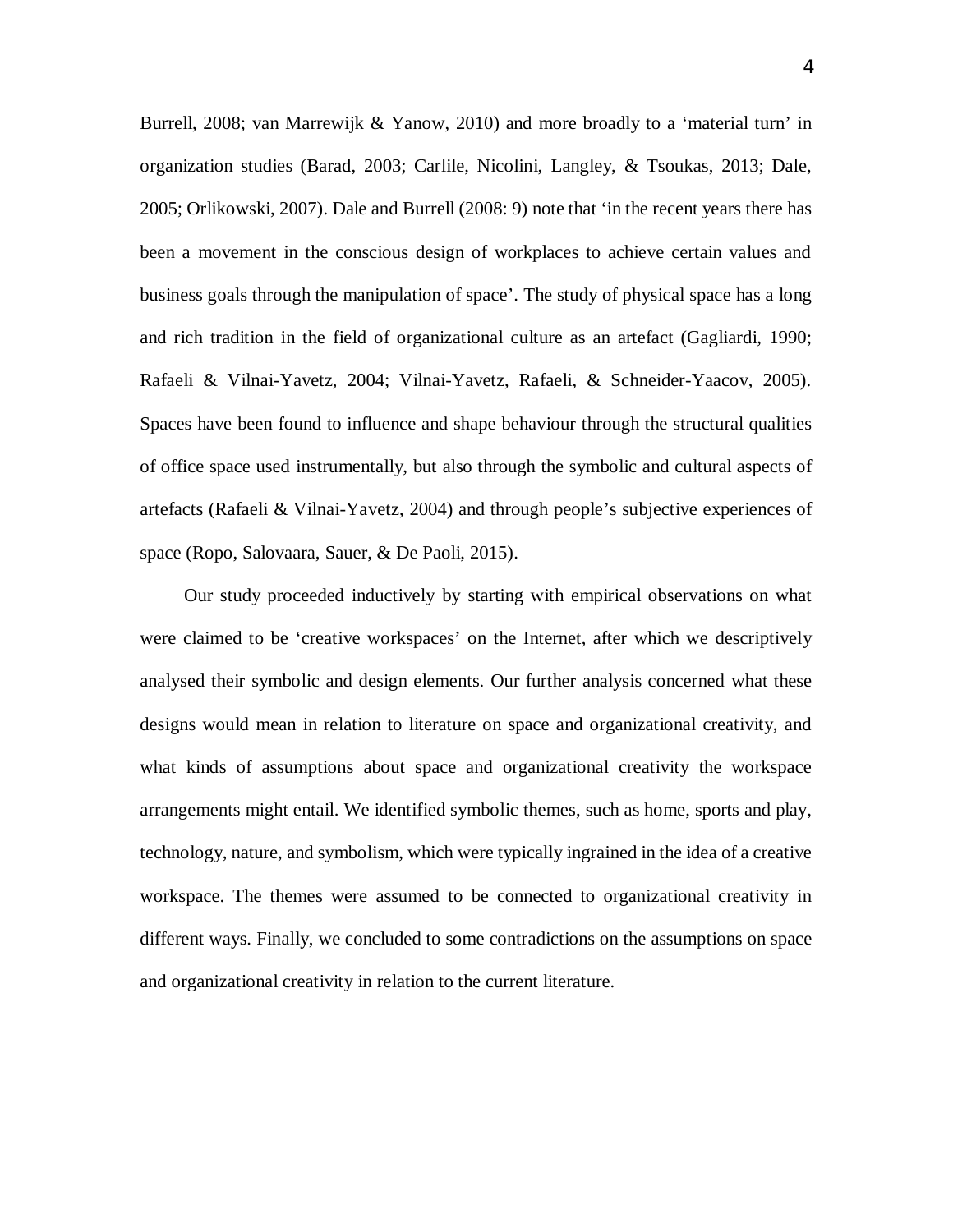Burrell, 2008; van Marrewijk & Yanow, 2010) and more broadly to a 'material turn' in organization studies (Barad, 2003; Carlile, Nicolini, Langley, & Tsoukas, 2013; Dale, 2005; Orlikowski, 2007). Dale and Burrell (2008: 9) note that 'in the recent years there has been a movement in the conscious design of workplaces to achieve certain values and business goals through the manipulation of space'. The study of physical space has a long and rich tradition in the field of organizational culture as an artefact (Gagliardi, 1990; Rafaeli & Vilnai-Yavetz, 2004; Vilnai-Yavetz, Rafaeli, & Schneider-Yaacov, 2005). Spaces have been found to influence and shape behaviour through the structural qualities of office space used instrumentally, but also through the symbolic and cultural aspects of artefacts (Rafaeli & Vilnai-Yavetz, 2004) and through people's subjective experiences of space (Ropo, Salovaara, Sauer, & De Paoli, 2015).

Our study proceeded inductively by starting with empirical observations on what were claimed to be 'creative workspaces' on the Internet, after which we descriptively analysed their symbolic and design elements. Our further analysis concerned what these designs would mean in relation to literature on space and organizational creativity, and what kinds of assumptions about space and organizational creativity the workspace arrangements might entail. We identified symbolic themes, such as home, sports and play, technology, nature, and symbolism, which were typically ingrained in the idea of a creative workspace. The themes were assumed to be connected to organizational creativity in different ways. Finally, we concluded to some contradictions on the assumptions on space and organizational creativity in relation to the current literature.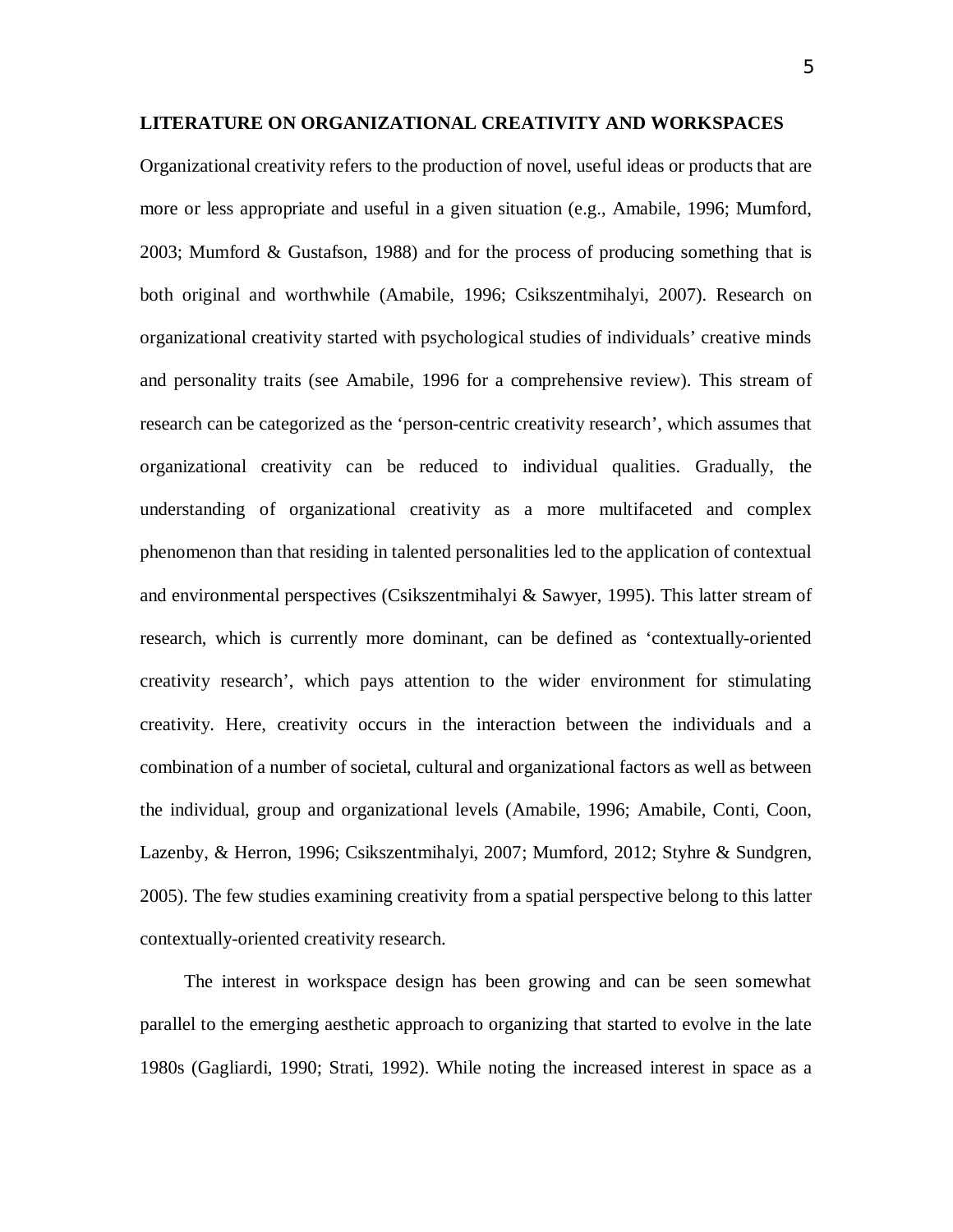## LITERATURE ON ORGANIZATIONAL CREATIVITY AND WORKSPACES

Organizational creativity refers to the production of novel, useful ideas or products that are more or less appropriate and useful in a given situation (e.g., Amabile, 1996; Mumford, 2003; Mumford & Gustafson, 1988) and for the process of producing something that is both original and worthwhile (Amabile, 1996; Csikszentmihalyi, 2007). Research on organizational creativity started with psychological studies of individuals' creative minds and personality traits (see Amabile, 1996 for a comprehensive review). This stream of research can be categorized as the 'person-centric creativity research', which assumes that organizational creativity can be reduced to individual qualities. Gradually, the understanding of organizational creativity as a more multifaceted and complex phenomenon than that residing in talented personalities led to the application of contextual and environmental perspectives (Csikszentmihalyi & Sawyer, 1995). This latter stream of research, which is currently more dominant, can be defined as 'contextually-oriented creativity research', which pays attention to the wider environment for stimulating creativity. Here, creativity occurs in the interaction between the individuals and a combination of a number of societal, cultural and organizational factors as well as between the individual, group and organizational levels (Amabile, 1996; Amabile, Conti, Coon, Lazenby, & Herron, 1996; Csikszentmihalyi, 2007; Mumford, 2012; Styhre & Sundgren, 2005). The few studies examining creativity from a spatial perspective belong to this latter contextually-oriented creativity research.

The interest in workspace design has been growing and can be seen somewhat parallel to the emerging aesthetic approach to organizing that started to evolve in the late 1980s (Gagliardi, 1990; Strati, 1992). While noting the increased interest in space as a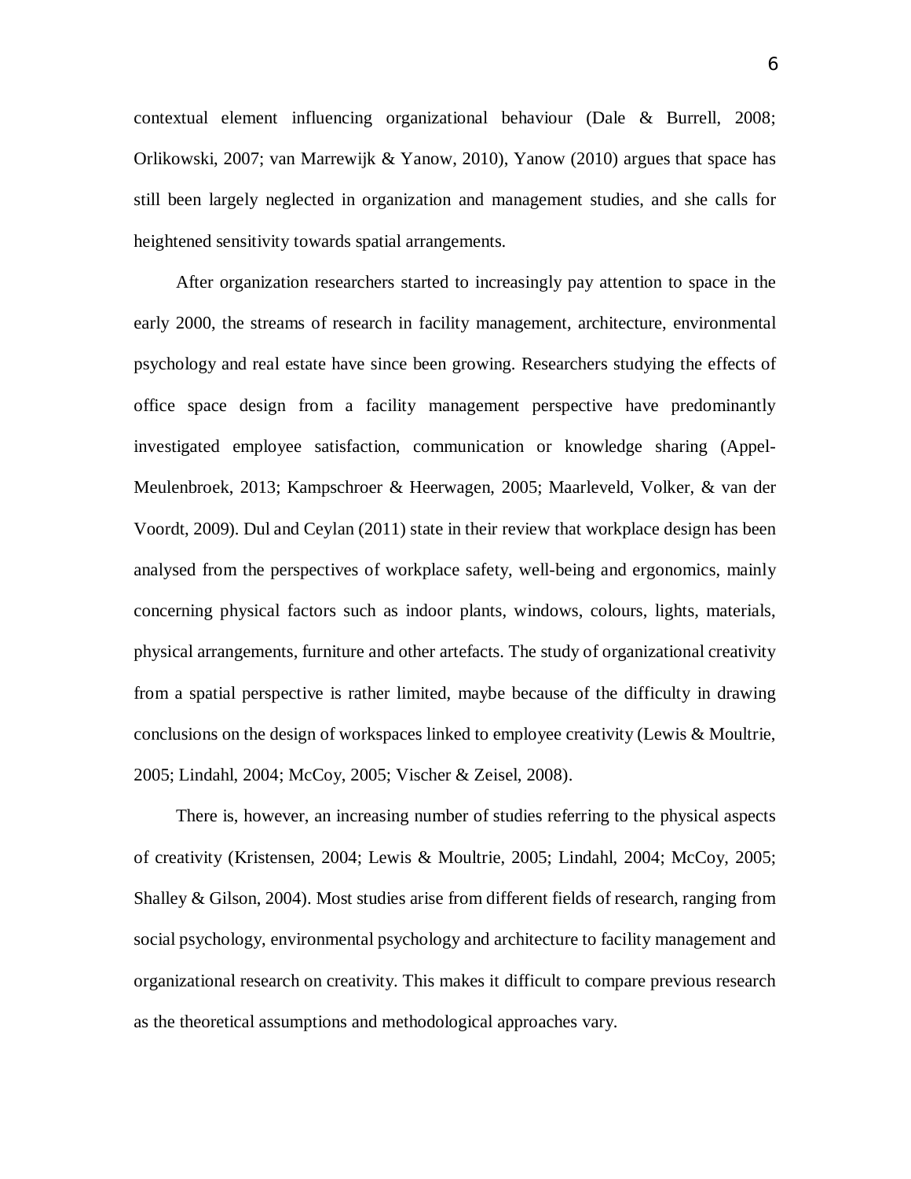contextual element influencing organizational behaviour (Dale & Burrell, 2008; Orlikowski, 2007; van Marrewijk & Yanow, 2010), Yanow (2010) argues that space has still been largely neglected in organization and management studies, and she calls for heightened sensitivity towards spatial arrangements.

After organization researchers started to increasingly pay attention to space in the early 2000, the streams of research in facility management, architecture, environmental psychology and real estate have since been growing. Researchers studying the effects of office space design from a facility management perspective have predominantly investigated employee satisfaction, communication or knowledge sharing (Appel-Meulenbroek, 2013; Kampschroer & Heerwagen, 2005; Maarleveld, Volker, & van der Voordt, 2009). Dul and Ceylan (2011) state in their review that workplace design has been analysed from the perspectives of workplace safety, well-being and ergonomics, mainly concerning physical factors such as indoor plants, windows, colours, lights, materials, physical arrangements, furniture and other artefacts. The study of organizational creativity from a spatial perspective is rather limited, maybe because of the difficulty in drawing conclusions on the design of workspaces linked to employee creativity (Lewis & Moultrie, 2005; Lindahl, 2004; McCoy, 2005; Vischer & Zeisel, 2008).

There is, however, an increasing number of studies referring to the physical aspects of creativity (Kristensen, 2004; Lewis & Moultrie, 2005; Lindahl, 2004; McCoy, 2005; Shalley & Gilson, 2004). Most studies arise from different fields of research, ranging from social psychology, environmental psychology and architecture to facility management and organizational research on creativity. This makes it difficult to compare previous research as the theoretical assumptions and methodological approaches vary.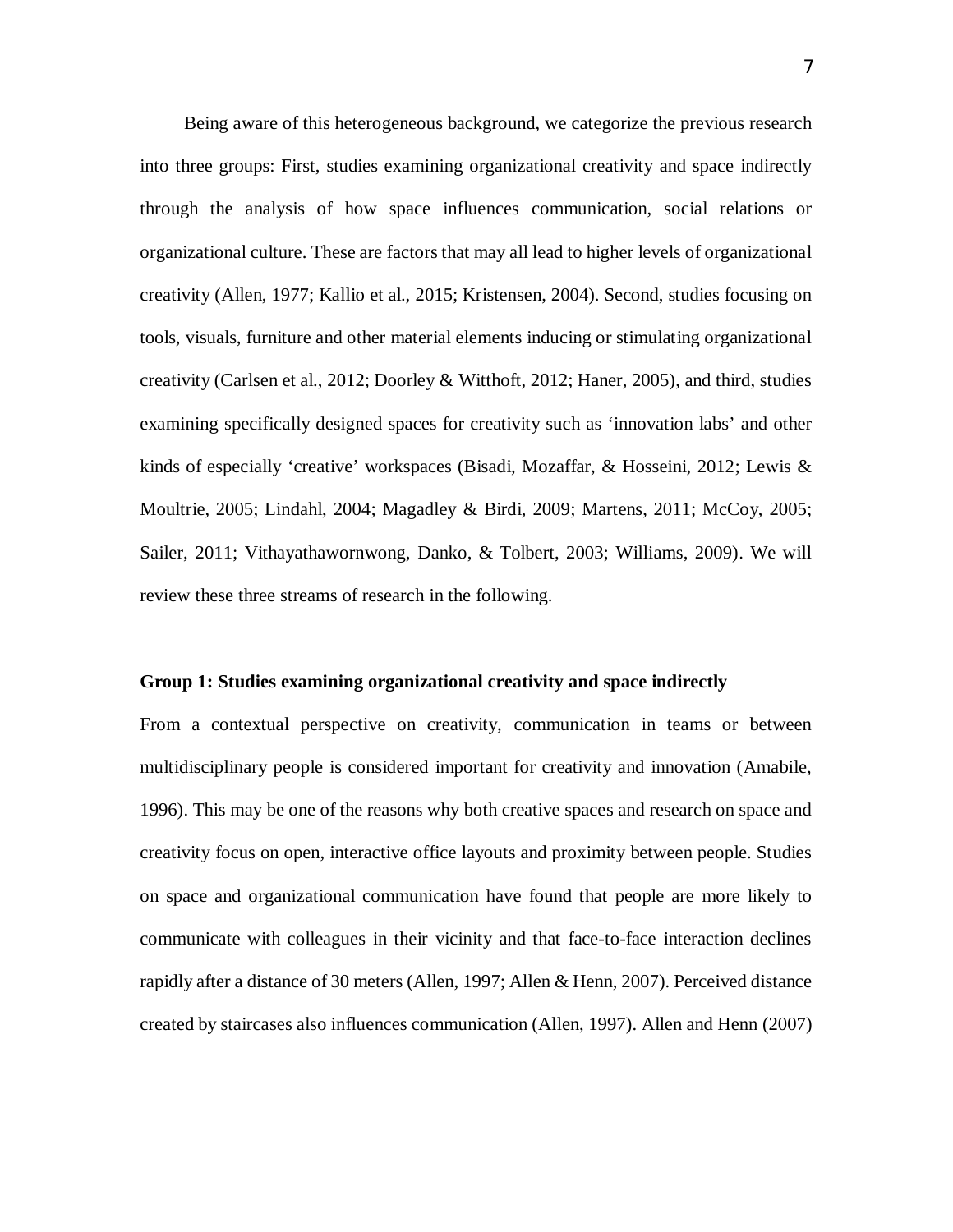Being aware of this heterogeneous background, we categorize the previous research into three groups: First, studies examining organizational creativity and space indirectly through the analysis of how space influences communication, social relations or organizational culture. These are factors that may all lead to higher levels of organizational creativity (Allen, 1977; Kallio et al., 2015; Kristensen, 2004). Second, studies focusing on tools, visuals, furniture and other material elements inducing or stimulating organizational creativity (Carlsen et al., 2012; Doorley & Witthoft, 2012; Haner, 2005), and third, studies examining specifically designed spaces for creativity such as 'innovation labs' and other kinds of especially 'creative' workspaces (Bisadi, Mozaffar, & Hosseini, 2012; Lewis & Moultrie, 2005; Lindahl, 2004; Magadley & Birdi, 2009; Martens, 2011; McCoy, 2005; Sailer, 2011; Vithayathawornwong, Danko, & Tolbert, 2003; Williams, 2009). We will review these three streams of research in the following.

**Group 1: Studies examining organizational creativity and space indirectly**

From a contextual perspective on creativity, communication in teams or between multidisciplinary people is considered important for creativity and innovation (Amabile, 1996). This may be one of the reasons why both creative spaces and research on space and creativity focus on open, interactive office layouts and proximity between people. Studies on space and organizational communication have found that people are more likely to communicate with colleagues in their vicinity and that face-to-face interaction declines rapidly after a distance of 30 meters (Allen, 1997; Allen & Henn, 2007). Perceived distance created by staircases also influences communication (Allen, 1997). Allen and Henn (2007)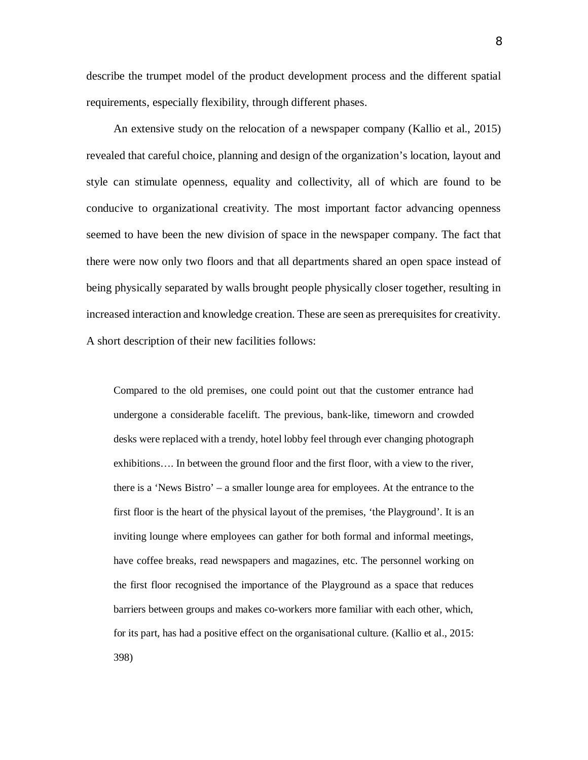describe the trumpet model of the product development process and the different spatial requirements, especially flexibility, through different phases.

An extensive study on the relocation of a newspaper company (Kallio et al., 2015) revealed that careful choice, planning and design of the organization's location, layout and style can stimulate openness, equality and collectivity, all of which are found to be conducive to organizational creativity. The most important factor advancing openness seemed to have been the new division of space in the newspaper company. The fact that there were now only two floors and that all departments shared an open space instead of being physically separated by walls brought people physically closer together, resulting in increased interaction and knowledge creation. These are seen as prerequisites for creativity. A short description of their new facilities follows:

> Compared to the old premises, one could point out that the customer entrance had undergone a considerable facelift. The previous, bank-like, timeworn and crowded desks were replaced with a trendy, hotel lobby feel through ever changing photograph exhibitions…. In between the ground floor and the first floor, with a view to the river, there is a 'News Bistro' – a smaller lounge area for employees. At the entrance to the first floor is the heart of the physical layout of the premises, 'the Playground'. It is an inviting lounge where employees can gather for both formal and informal meetings, have coffee breaks, read newspapers and magazines, etc. The personnel working on the first floor recognised the importance of the Playground as a space that reduces barriers between groups and makes co-workers more familiar with each other, which, for its part, has had a positive effect on the organisational culture. (Kallio et al., 2015: 398)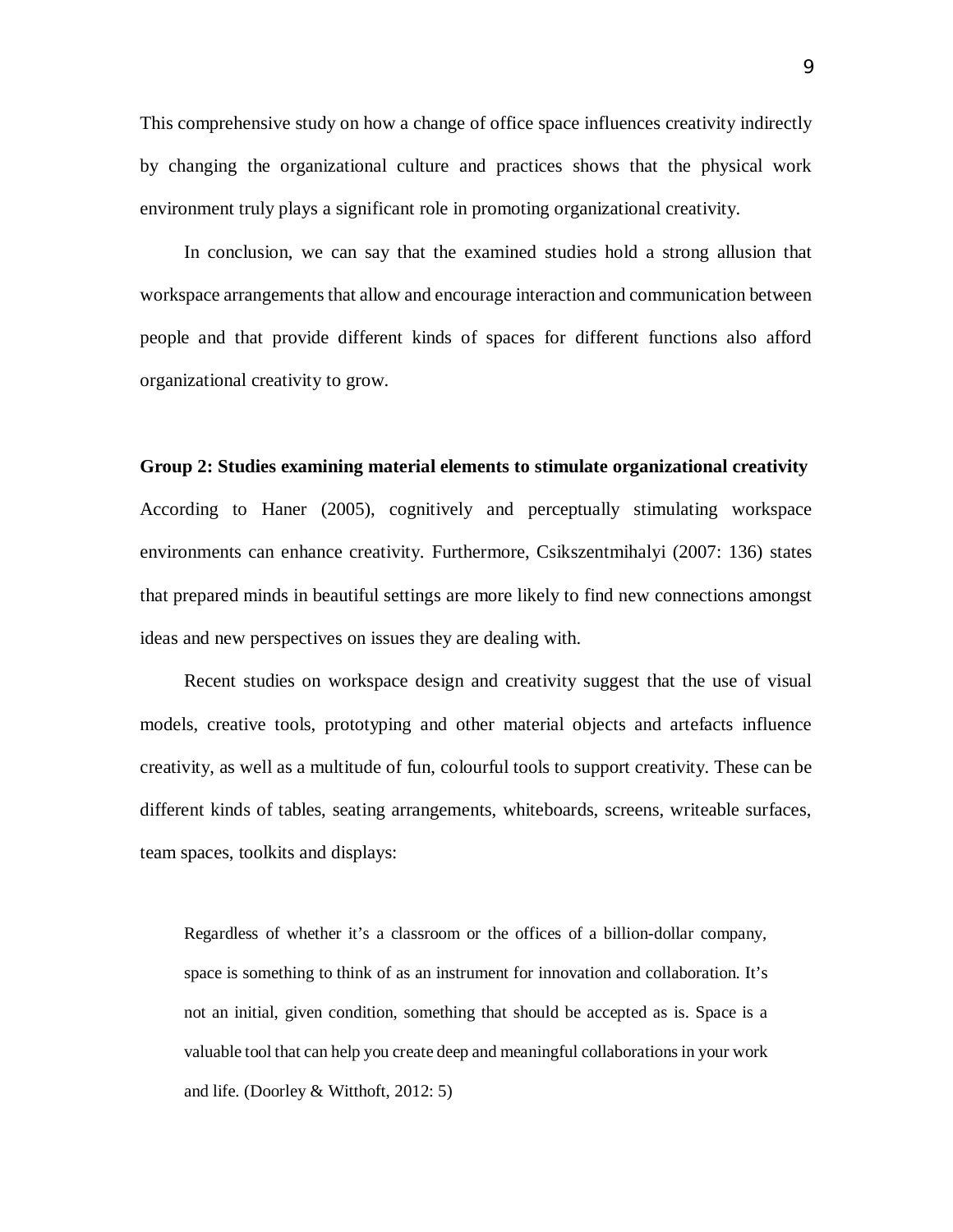This comprehensive study on how a change of office space influences creativity indirectly by changing the organizational culture and practices shows that the physical work environment truly plays a significant role in promoting organizational creativity.

In conclusion, we can say that the examined studies hold a strong allusion that workspace arrangements that allow and encourage interaction and communication between people and that provide different kinds of spaces for different functions also afford organizational creativity to grow.

**Group 2: Studies examining material elements to stimulate organizational creativity**

According to Haner (2005), cognitively and perceptually stimulating workspace environments can enhance creativity. Furthermore, Csikszentmihalyi (2007: 136) states that prepared minds in beautiful settings are more likely to find new connections amongst ideas and new perspectives on issues they are dealing with.

Recent studies on workspace design and creativity suggest that the use of visual models, creative tools, prototyping and other material objects and artefacts influence creativity, as well as a multitude of fun, colourful tools to support creativity. These can be different kinds of tables, seating arrangements, whiteboards, screens, writeable surfaces, team spaces, toolkits and displays:

> Regardless of whether it's a classroom or the offices of a billion-dollar company, space is something to think of as an instrument for innovation and collaboration. It's not an initial, given condition, something that should be accepted as is. Space is a valuable tool that can help you create deep and meaningful collaborations in your work and life. (Doorley & Witthoft, 2012: 5)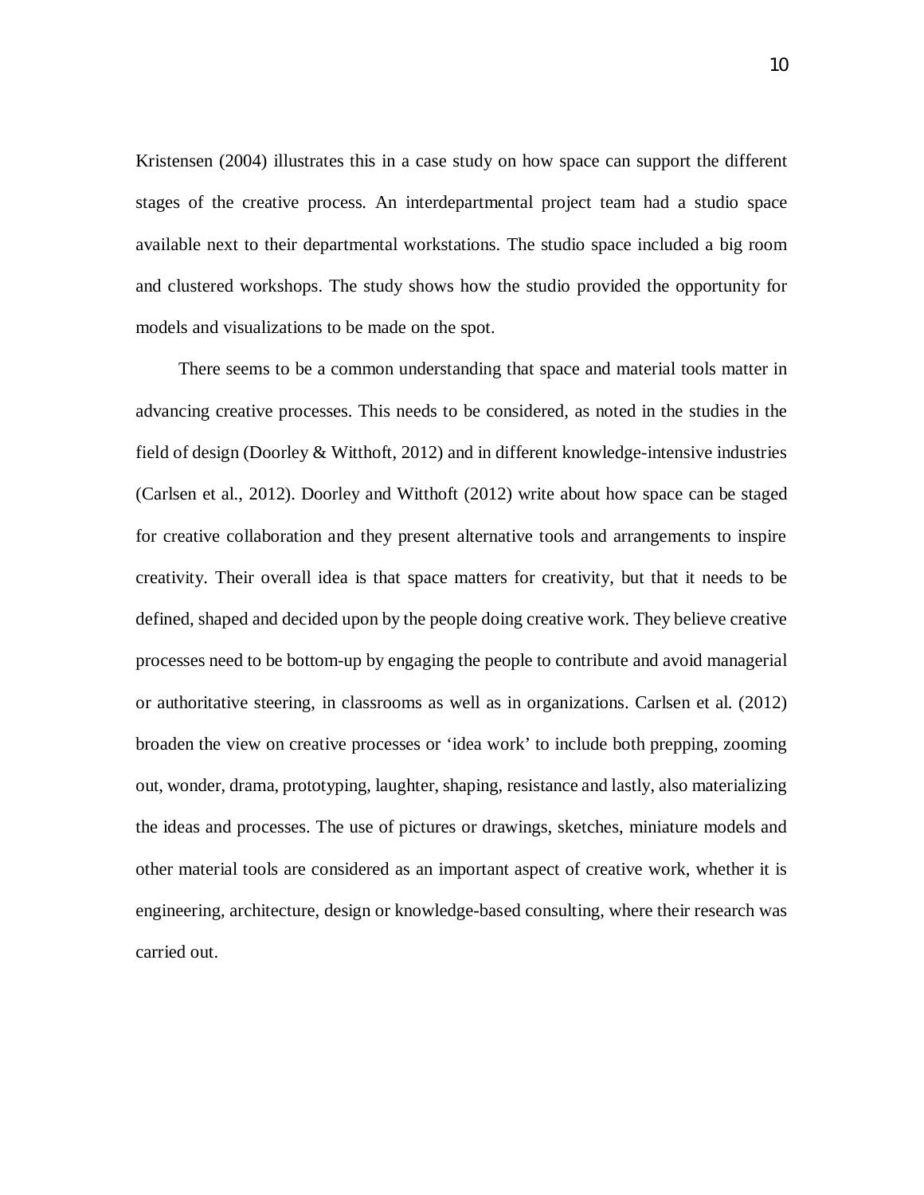Kristensen (2004) illustrates this in a case study on how space can support the different stages of the creative process. An interdepartmental project team had a studio space available next to their departmental workstations. The studio space included a big room and clustered workshops. The study shows how the studio provided the opportunity for models and visualizations to be made on the spot.

There seems to be a common understanding that space and material tools matter in advancing creative processes. This needs to be considered, as noted in the studies in the field of design (Doorley & Witthoft, 2012) and in different knowledge-intensive industries (Carlsen et al., 2012). Doorley and Witthoft (2012) write about how space can be staged for creative collaboration and they present alternative tools and arrangements to inspire creativity. Their overall idea is that space matters for creativity, but that it needs to be defined, shaped and decided upon by the people doing creative work. They believe creative processes need to be bottom-up by engaging the people to contribute and avoid managerial or authoritative steering, in classrooms as well as in organizations. Carlsen et al. (2012) broaden the view on creative processes or 'idea work' to include both prepping, zooming out, wonder, drama, prototyping, laughter, shaping, resistance and lastly, also materializing the ideas and processes. The use of pictures or drawings, sketches, miniature models and other material tools are considered as an important aspect of creative work, whether it is engineering, architecture, design or knowledge-based consulting, where their research was carried out.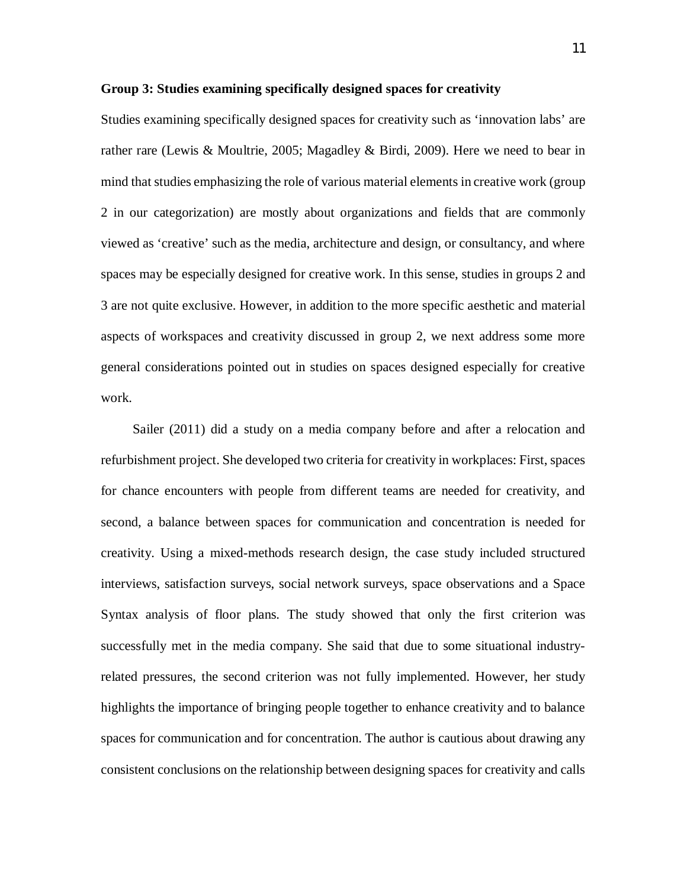**Group 3: Studies examining specifically designed spaces for creativity**

Studies examining specifically designed spaces for creativity such as 'innovation labs' are rather rare (Lewis & Moultrie, 2005; Magadley & Birdi, 2009). Here we need to bear in mind that studies emphasizing the role of various material elements in creative work (group 2 in our categorization) are mostly about organizations and fields that are commonly viewed as 'creative' such as the media, architecture and design, or consultancy, and where spaces may be especially designed for creative work. In this sense, studies in groups 2 and 3 are not quite exclusive. However, in addition to the more specific aesthetic and material aspects of workspaces and creativity discussed in group 2, we next address some more general considerations pointed out in studies on spaces designed especially for creative work.

Sailer (2011) did a study on a media company before and after a relocation and refurbishment project. She developed two criteria for creativity in workplaces: First, spaces for chance encounters with people from different teams are needed for creativity, and second, a balance between spaces for communication and concentration is needed for creativity. Using a mixed-methods research design, the case study included structured interviews, satisfaction surveys, social network surveys, space observations and a Space Syntax analysis of floor plans. The study showed that only the first criterion was successfully met in the media company. She said that due to some situational industry-related pressures, the second criterion was not fully implemented. However, her study highlights the importance of bringing people together to enhance creativity and to balance spaces for communication and for concentration. The author is cautious about drawing any consistent conclusions on the relationship between designing spaces for creativity and calls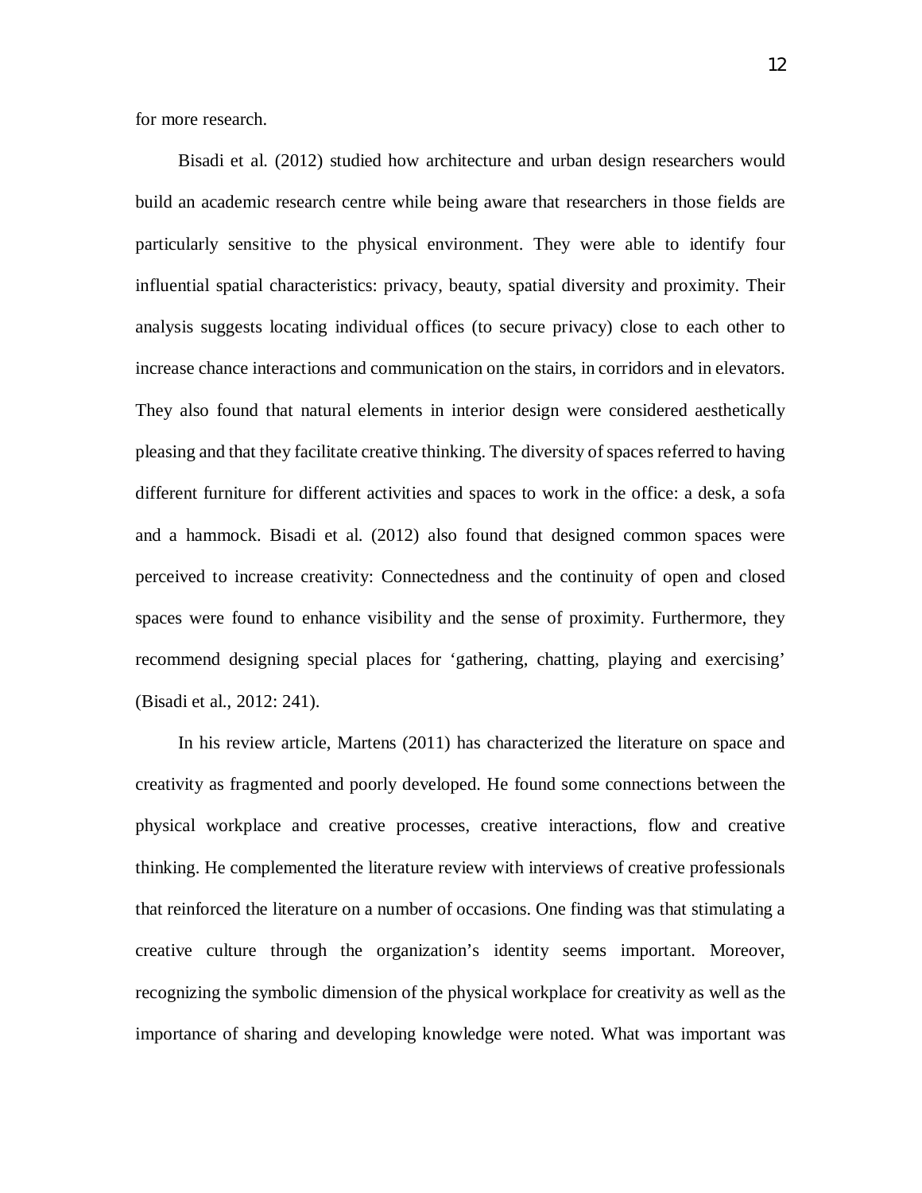for more research.

Bisadi et al. (2012) studied how architecture and urban design researchers would build an academic research centre while being aware that researchers in those fields are particularly sensitive to the physical environment. They were able to identify four influential spatial characteristics: privacy, beauty, spatial diversity and proximity. Their analysis suggests locating individual offices (to secure privacy) close to each other to increase chance interactions and communication on the stairs, in corridors and in elevators. They also found that natural elements in interior design were considered aesthetically pleasing and that they facilitate creative thinking. The diversity of spaces referred to having different furniture for different activities and spaces to work in the office: a desk, a sofa and a hammock. Bisadi et al. (2012) also found that designed common spaces were perceived to increase creativity: Connectedness and the continuity of open and closed spaces were found to enhance visibility and the sense of proximity. Furthermore, they recommend designing special places for 'gathering, chatting, playing and exercising' (Bisadi et al., 2012: 241).

In his review article, Martens (2011) has characterized the literature on space and creativity as fragmented and poorly developed. He found some connections between the physical workplace and creative processes, creative interactions, flow and creative thinking. He complemented the literature review with interviews of creative professionals that reinforced the literature on a number of occasions. One finding was that stimulating a creative culture through the organization's identity seems important. Moreover, recognizing the symbolic dimension of the physical workplace for creativity as well as the importance of sharing and developing knowledge were noted. What was important was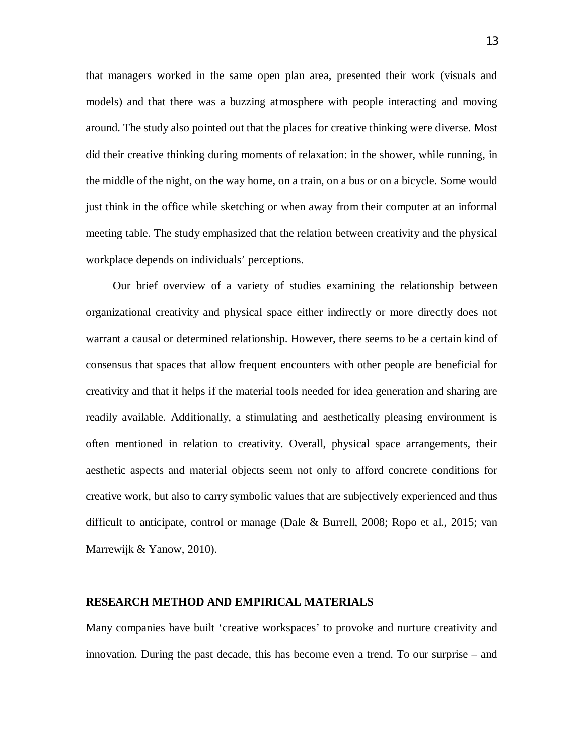that managers worked in the same open plan area, presented their work (visuals and models) and that there was a buzzing atmosphere with people interacting and moving around. The study also pointed out that the places for creative thinking were diverse. Most did their creative thinking during moments of relaxation: in the shower, while running, in the middle of the night, on the way home, on a train, on a bus or on a bicycle. Some would just think in the office while sketching or when away from their computer at an informal meeting table. The study emphasized that the relation between creativity and the physical workplace depends on individuals' perceptions.

Our brief overview of a variety of studies examining the relationship between organizational creativity and physical space either indirectly or more directly does not warrant a causal or determined relationship. However, there seems to be a certain kind of consensus that spaces that allow frequent encounters with other people are beneficial for creativity and that it helps if the material tools needed for idea generation and sharing are readily available. Additionally, a stimulating and aesthetically pleasing environment is often mentioned in relation to creativity. Overall, physical space arrangements, their aesthetic aspects and material objects seem not only to afford concrete conditions for creative work, but also to carry symbolic values that are subjectively experienced and thus difficult to anticipate, control or manage (Dale & Burrell, 2008; Ropo et al., 2015; van Marrewijk & Yanow, 2010).

## RESEARCH METHOD AND EMPIRICAL MATERIALS

Many companies have built 'creative workspaces' to provoke and nurture creativity and innovation. During the past decade, this has become even a trend. To our surprise – and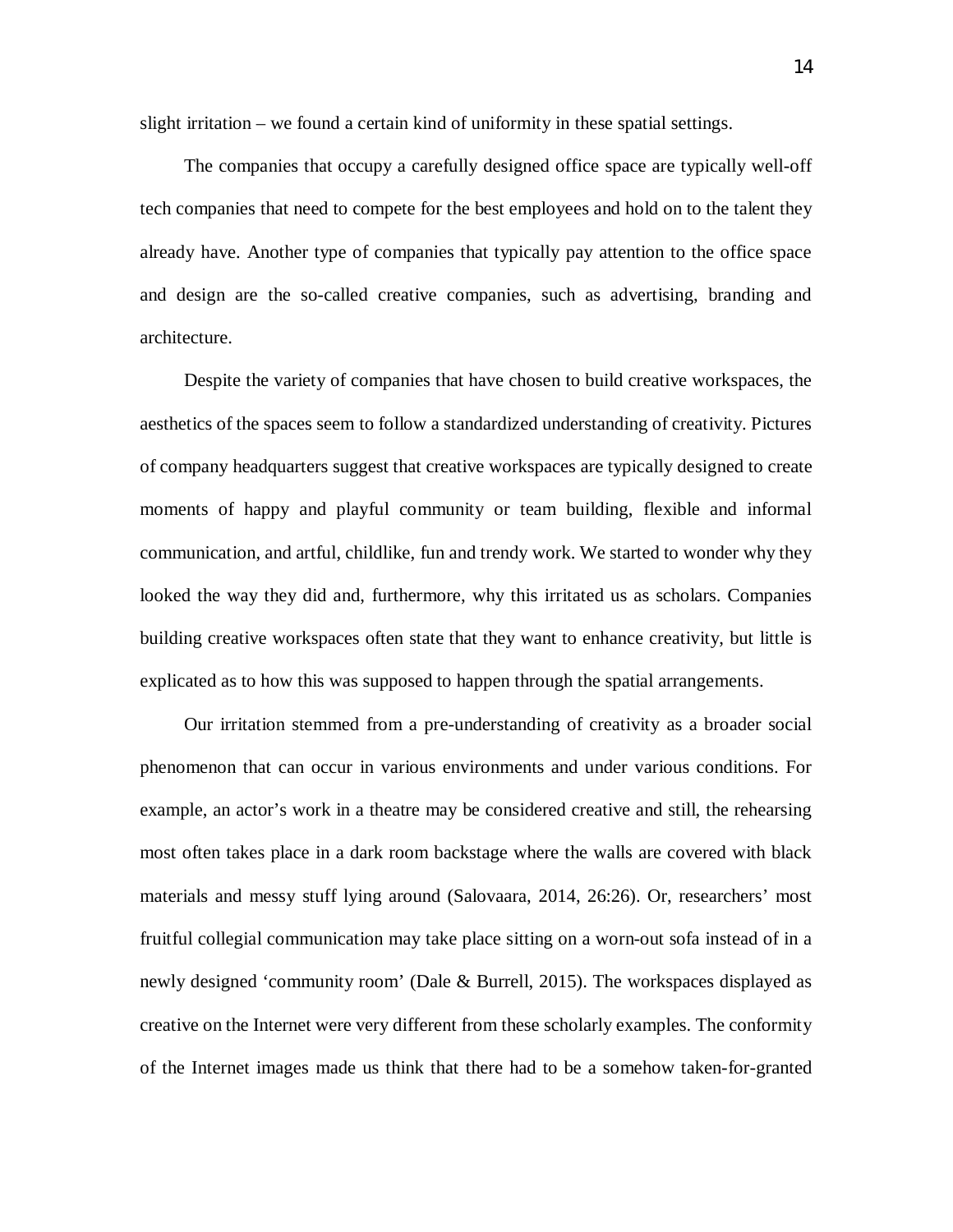slight irritation – we found a certain kind of uniformity in these spatial settings.

The companies that occupy a carefully designed office space are typically well-off tech companies that need to compete for the best employees and hold on to the talent they already have. Another type of companies that typically pay attention to the office space and design are the so-called creative companies, such as advertising, branding and architecture.

Despite the variety of companies that have chosen to build creative workspaces, the aesthetics of the spaces seem to follow a standardized understanding of creativity. Pictures of company headquarters suggest that creative workspaces are typically designed to create moments of happy and playful community or team building, flexible and informal communication, and artful, childlike, fun and trendy work. We started to wonder why they looked the way they did and, furthermore, why this irritated us as scholars. Companies building creative workspaces often state that they want to enhance creativity, but little is explicated as to how this was supposed to happen through the spatial arrangements.

Our irritation stemmed from a pre-understanding of creativity as a broader social phenomenon that can occur in various environments and under various conditions. For example, an actor's work in a theatre may be considered creative and still, the rehearsing most often takes place in a dark room backstage where the walls are covered with black materials and messy stuff lying around (Salovaara, 2014, 26:26). Or, researchers' most fruitful collegial communication may take place sitting on a worn-out sofa instead of in a newly designed 'community room' (Dale & Burrell, 2015). The workspaces displayed as creative on the Internet were very different from these scholarly examples. The conformity of the Internet images made us think that there had to be a somehow taken-for-granted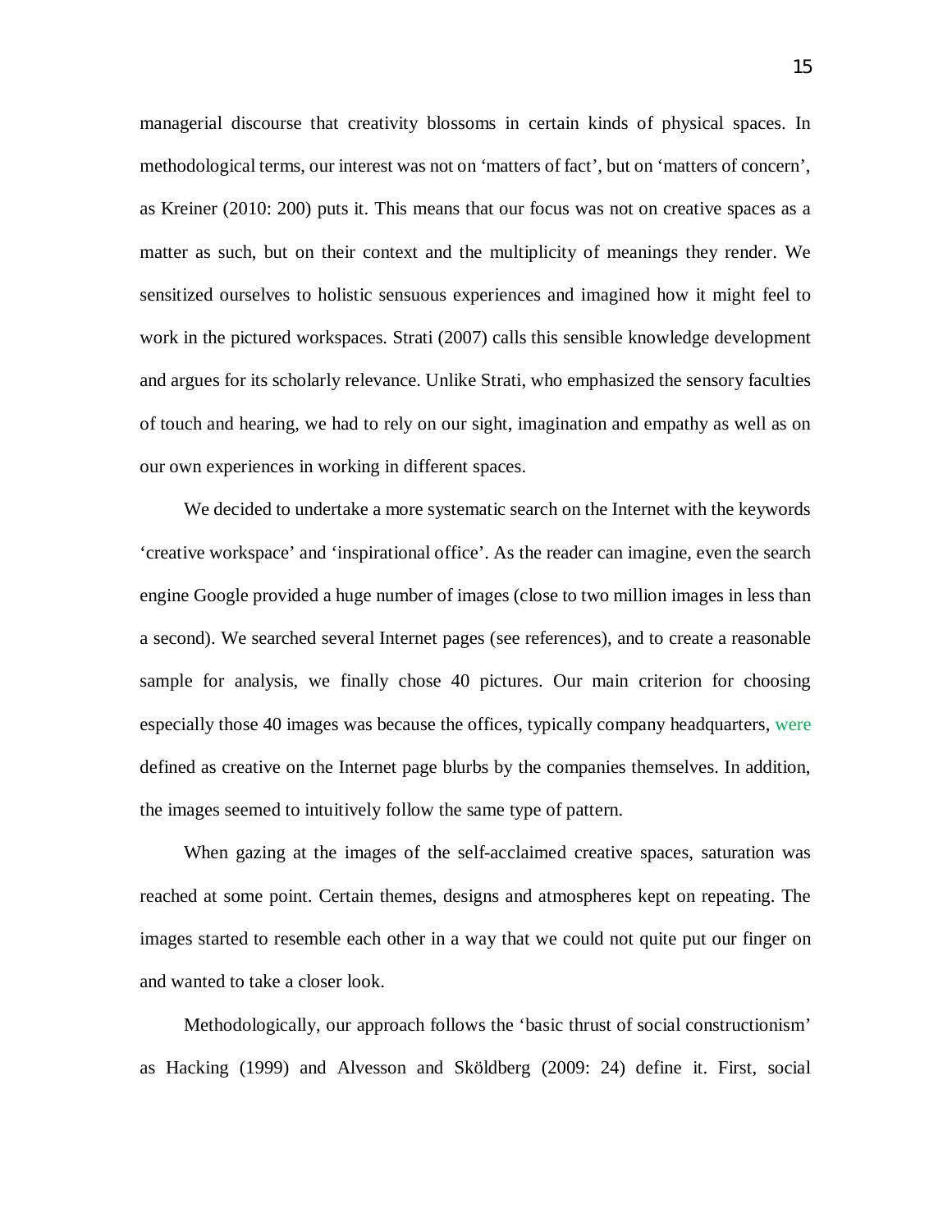managerial discourse that creativity blossoms in certain kinds of physical spaces. In methodological terms, our interest was not on 'matters of fact', but on 'matters of concern', as Kreiner (2010: 200) puts it. This means that our focus was not on creative spaces as a matter as such, but on their context and the multiplicity of meanings they render. We sensitized ourselves to holistic sensuous experiences and imagined how it might feel to work in the pictured workspaces. Strati (2007) calls this sensible knowledge development and argues for its scholarly relevance. Unlike Strati, who emphasized the sensory faculties of touch and hearing, we had to rely on our sight, imagination and empathy as well as on our own experiences in working in different spaces.

We decided to undertake a more systematic search on the Internet with the keywords 'creative workspace' and 'inspirational office'. As the reader can imagine, even the search engine Google provided a huge number of images (close to two million images in less than a second). We searched several Internet pages (see references), and to create a reasonable sample for analysis, we finally chose 40 pictures. Our main criterion for choosing especially those 40 images was because the offices, typically company headquarters, were defined as creative on the Internet page blurbs by the companies themselves. In addition, the images seemed to intuitively follow the same type of pattern.

When gazing at the images of the self-acclaimed creative spaces, saturation was reached at some point. Certain themes, designs and atmospheres kept on repeating. The images started to resemble each other in a way that we could not quite put our finger on and wanted to take a closer look.

Methodologically, our approach follows the 'basic thrust of social constructionism' as Hacking (1999) and Alvesson and Sköldberg (2009: 24) define it. First, social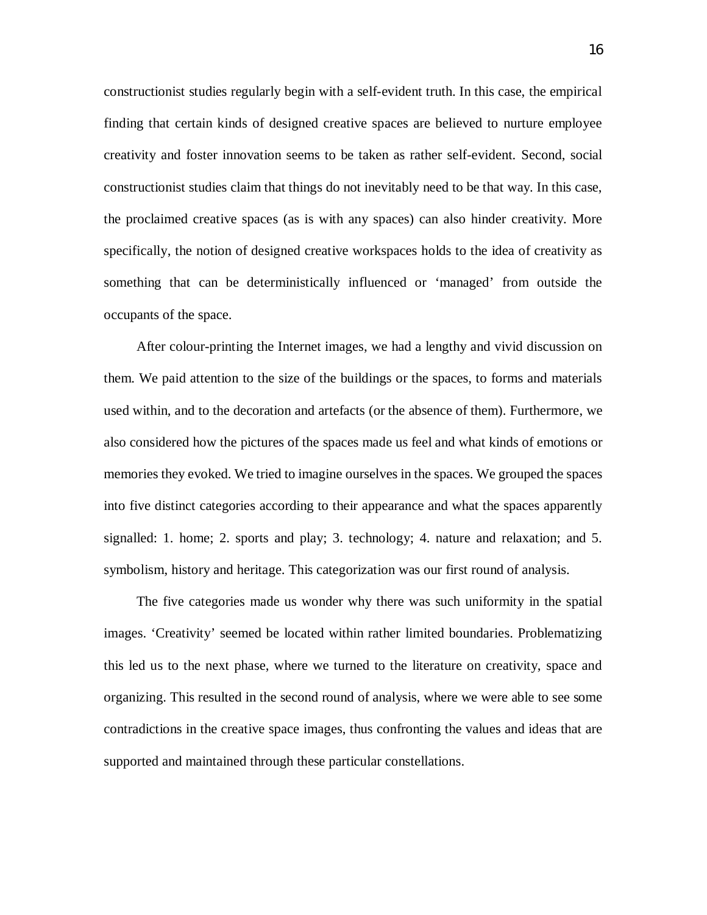constructionist studies regularly begin with a self-evident truth. In this case, the empirical finding that certain kinds of designed creative spaces are believed to nurture employee creativity and foster innovation seems to be taken as rather self-evident. Second, social constructionist studies claim that things do not inevitably need to be that way. In this case, the proclaimed creative spaces (as is with any spaces) can also hinder creativity. More specifically, the notion of designed creative workspaces holds to the idea of creativity as something that can be deterministically influenced or 'managed' from outside the occupants of the space.

After colour-printing the Internet images, we had a lengthy and vivid discussion on them. We paid attention to the size of the buildings or the spaces, to forms and materials used within, and to the decoration and artefacts (or the absence of them). Furthermore, we also considered how the pictures of the spaces made us feel and what kinds of emotions or memories they evoked. We tried to imagine ourselves in the spaces. We grouped the spaces into five distinct categories according to their appearance and what the spaces apparently signalled: 1. home; 2. sports and play; 3. technology; 4. nature and relaxation; and 5. symbolism, history and heritage. This categorization was our first round of analysis.

The five categories made us wonder why there was such uniformity in the spatial images. 'Creativity' seemed be located within rather limited boundaries. Problematizing this led us to the next phase, where we turned to the literature on creativity, space and organizing. This resulted in the second round of analysis, where we were able to see some contradictions in the creative space images, thus confronting the values and ideas that are supported and maintained through these particular constellations.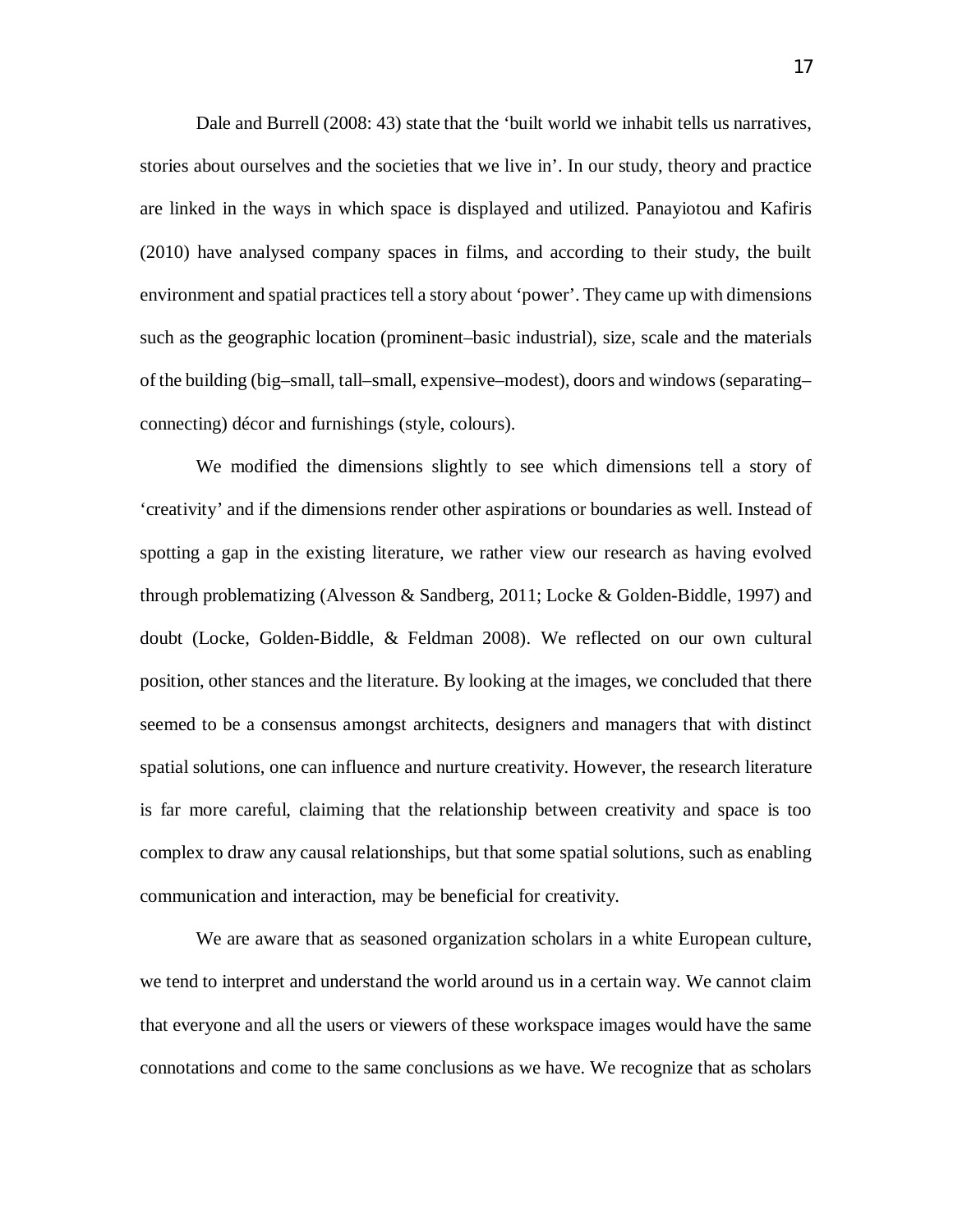Dale and Burrell (2008: 43) state that the 'built world we inhabit tells us narratives, stories about ourselves and the societies that we live in'. In our study, theory and practice are linked in the ways in which space is displayed and utilized. Panayiotou and Kafiris (2010) have analysed company spaces in films, and according to their study, the built environment and spatial practices tell a story about 'power'. They came up with dimensions such as the geographic location (prominent–basic industrial), size, scale and the materials of the building (big–small, tall–small, expensive–modest), doors and windows (separating–connecting) décor and furnishings (style, colours).

We modified the dimensions slightly to see which dimensions tell a story of 'creativity' and if the dimensions render other aspirations or boundaries as well. Instead of spotting a gap in the existing literature, we rather view our research as having evolved through problematizing (Alvesson & Sandberg, 2011; Locke & Golden-Biddle, 1997) and doubt (Locke, Golden-Biddle, & Feldman 2008). We reflected on our own cultural position, other stances and the literature. By looking at the images, we concluded that there seemed to be a consensus amongst architects, designers and managers that with distinct spatial solutions, one can influence and nurture creativity. However, the research literature is far more careful, claiming that the relationship between creativity and space is too complex to draw any causal relationships, but that some spatial solutions, such as enabling communication and interaction, may be beneficial for creativity.

We are aware that as seasoned organization scholars in a white European culture, we tend to interpret and understand the world around us in a certain way. We cannot claim that everyone and all the users or viewers of these workspace images would have the same connotations and come to the same conclusions as we have. We recognize that as scholars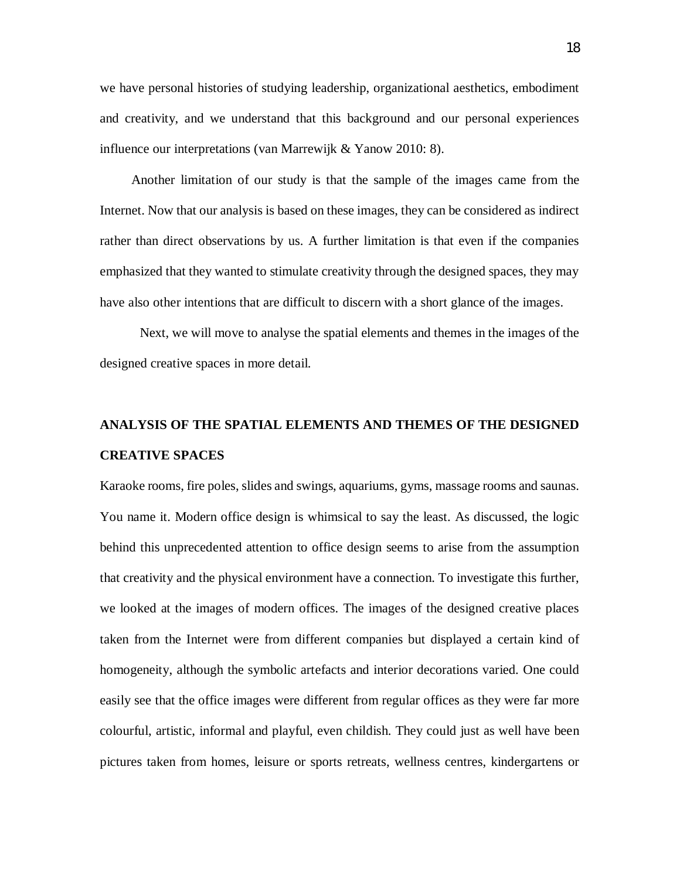we have personal histories of studying leadership, organizational aesthetics, embodiment and creativity, and we understand that this background and our personal experiences influence our interpretations (van Marrewijk & Yanow 2010: 8).

Another limitation of our study is that the sample of the images came from the Internet. Now that our analysis is based on these images, they can be considered as indirect rather than direct observations by us. A further limitation is that even if the companies emphasized that they wanted to stimulate creativity through the designed spaces, they may have also other intentions that are difficult to discern with a short glance of the images.

Next, we will move to analyse the spatial elements and themes in the images of the designed creative spaces in more detail.

## ANALYSIS OF THE SPATIAL ELEMENTS AND THEMES OF THE DESIGNED CREATIVE SPACES

Karaoke rooms, fire poles, slides and swings, aquariums, gyms, massage rooms and saunas. You name it. Modern office design is whimsical to say the least. As discussed, the logic behind this unprecedented attention to office design seems to arise from the assumption that creativity and the physical environment have a connection. To investigate this further, we looked at the images of modern offices. The images of the designed creative places taken from the Internet were from different companies but displayed a certain kind of homogeneity, although the symbolic artefacts and interior decorations varied. One could easily see that the office images were different from regular offices as they were far more colourful, artistic, informal and playful, even childish. They could just as well have been pictures taken from homes, leisure or sports retreats, wellness centres, kindergartens or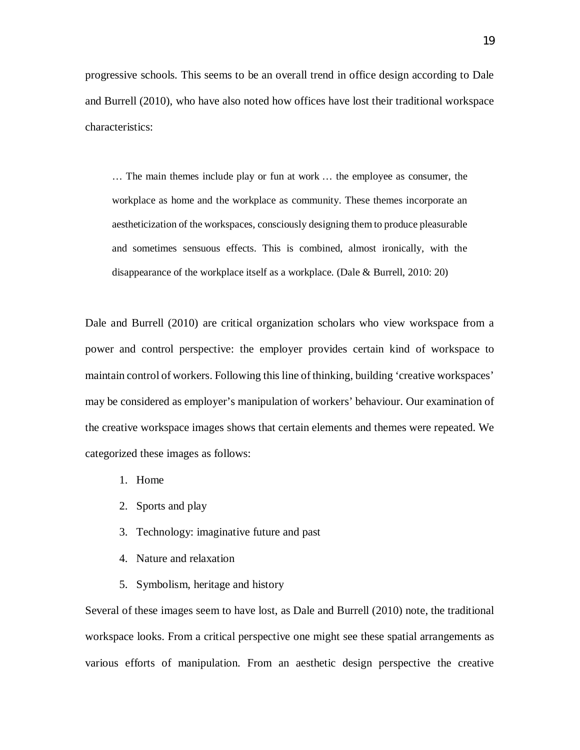progressive schools. This seems to be an overall trend in office design according to Dale and Burrell (2010), who have also noted how offices have lost their traditional workspace characteristics:

> … The main themes include play or fun at work … the employee as consumer, the workplace as home and the workplace as community. These themes incorporate an aestheticization of the workspaces, consciously designing them to produce pleasurable and sometimes sensuous effects. This is combined, almost ironically, with the disappearance of the workplace itself as a workplace. (Dale & Burrell, 2010: 20)

Dale and Burrell (2010) are critical organization scholars who view workspace from a power and control perspective: the employer provides certain kind of workspace to maintain control of workers. Following this line of thinking, building 'creative workspaces' may be considered as employer's manipulation of workers' behaviour. Our examination of the creative workspace images shows that certain elements and themes were repeated. We categorized these images as follows:

1. Home
2. Sports and play
3. Technology: imaginative future and past
4. Nature and relaxation
5. Symbolism, heritage and history

Several of these images seem to have lost, as Dale and Burrell (2010) note, the traditional workspace looks. From a critical perspective one might see these spatial arrangements as various efforts of manipulation. From an aesthetic design perspective the creative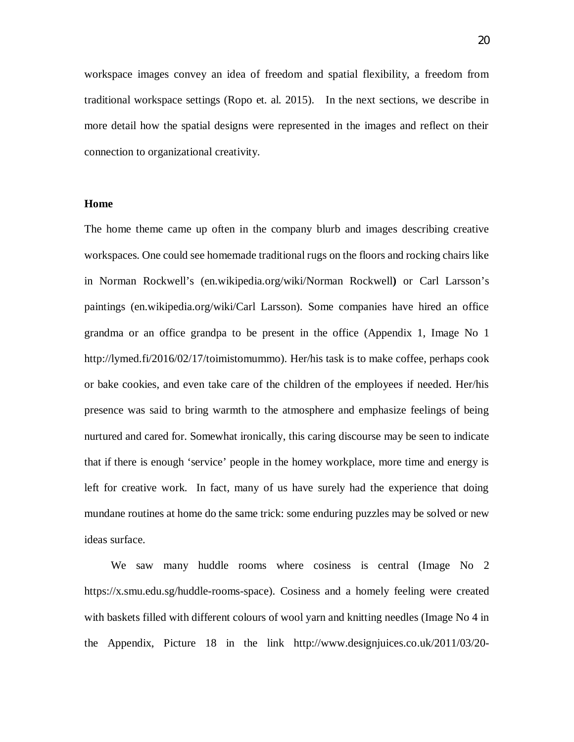workspace images convey an idea of freedom and spatial flexibility, a freedom from traditional workspace settings (Ropo et. al. 2015). In the next sections, we describe in more detail how the spatial designs were represented in the images and reflect on their connection to organizational creativity.

**Home**

The home theme came up often in the company blurb and images describing creative workspaces. One could see homemade traditional rugs on the floors and rocking chairs like in Norman Rockwell's (en.wikipedia.org/wiki/Norman Rockwell**)** or Carl Larsson's paintings (en.wikipedia.org/wiki/Carl Larsson). Some companies have hired an office grandma or an office grandpa to be present in the office (Appendix 1, Image No 1 http://lymed.fi/2016/02/17/toimistomummo). Her/his task is to make coffee, perhaps cook or bake cookies, and even take care of the children of the employees if needed. Her/his presence was said to bring warmth to the atmosphere and emphasize feelings of being nurtured and cared for. Somewhat ironically, this caring discourse may be seen to indicate that if there is enough 'service' people in the homey workplace, more time and energy is left for creative work. In fact, many of us have surely had the experience that doing mundane routines at home do the same trick: some enduring puzzles may be solved or new ideas surface.

We saw many huddle rooms where cosiness is central (Image No 2 https://x.smu.edu.sg/huddle-rooms-space). Cosiness and a homely feeling were created with baskets filled with different colours of wool yarn and knitting needles (Image No 4 in the Appendix, Picture 18 in the link http://www.designjuices.co.uk/2011/03/20-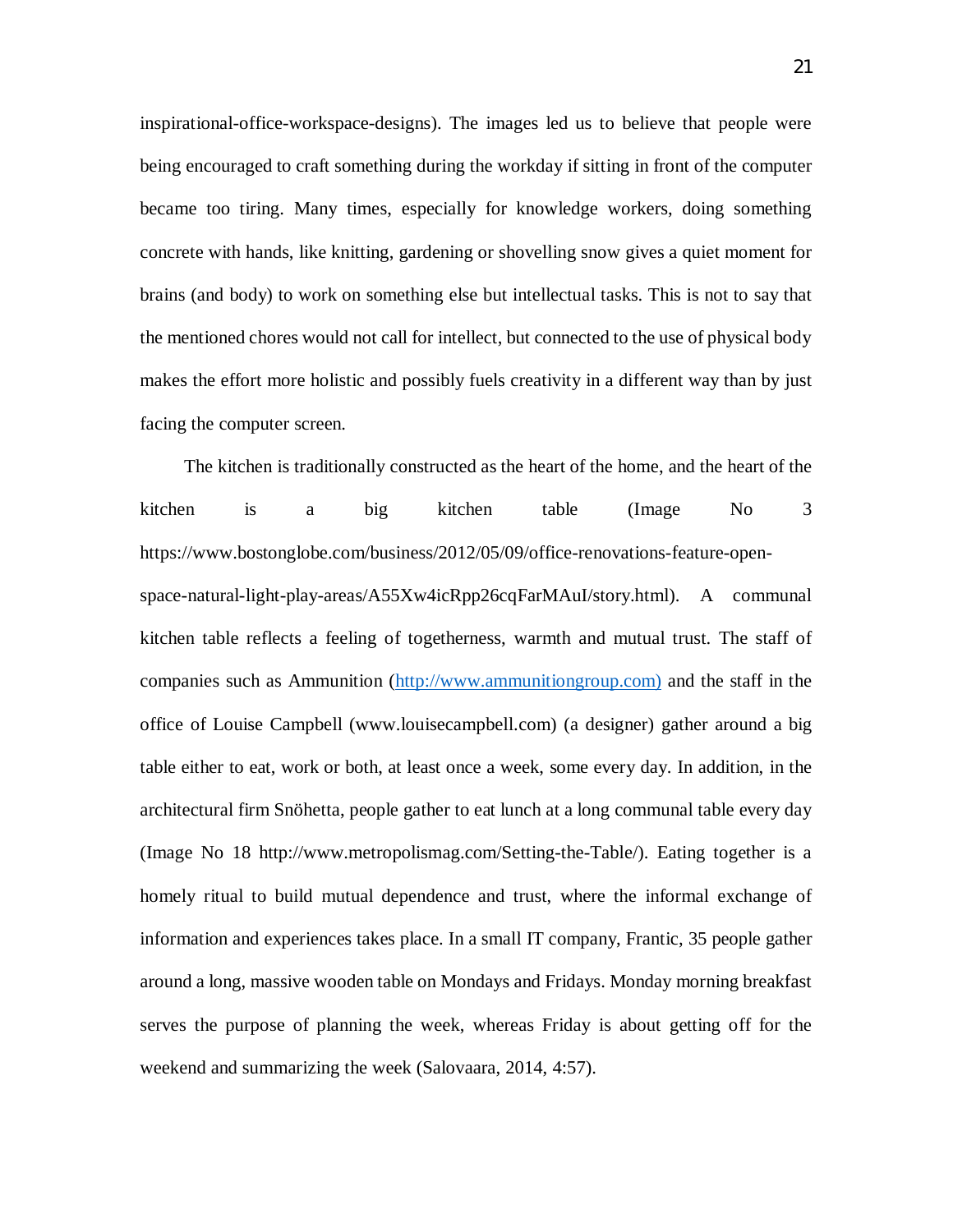inspirational-office-workspace-designs). The images led us to believe that people were being encouraged to craft something during the workday if sitting in front of the computer became too tiring. Many times, especially for knowledge workers, doing something concrete with hands, like knitting, gardening or shovelling snow gives a quiet moment for brains (and body) to work on something else but intellectual tasks. This is not to say that the mentioned chores would not call for intellect, but connected to the use of physical body makes the effort more holistic and possibly fuels creativity in a different way than by just facing the computer screen.

The kitchen is traditionally constructed as the heart of the home, and the heart of the kitchen is a big kitchen table (Image No 3 https://www.bostonglobe.com/business/2012/05/09/office-renovations-feature-open-space-natural-light-play-areas/A55Xw4icRpp26cqFarMAuI/story.html). A communal kitchen table reflects a feeling of togetherness, warmth and mutual trust. The staff of companies such as Ammunition (http://www.ammunitiongroup.com) and the staff in the office of Louise Campbell (www.louisecampbell.com) (a designer) gather around a big table either to eat, work or both, at least once a week, some every day. In addition, in the architectural firm Snöhetta, people gather to eat lunch at a long communal table every day (Image No 18 http://www.metropolismag.com/Setting-the-Table/). Eating together is a homely ritual to build mutual dependence and trust, where the informal exchange of information and experiences takes place. In a small IT company, Frantic, 35 people gather around a long, massive wooden table on Mondays and Fridays. Monday morning breakfast serves the purpose of planning the week, whereas Friday is about getting off for the weekend and summarizing the week (Salovaara, 2014, 4:57).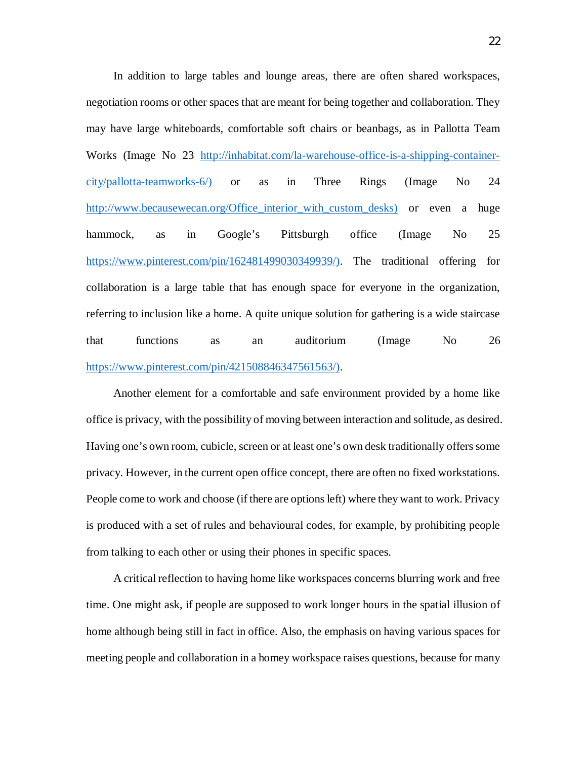In addition to large tables and lounge areas, there are often shared workspaces, negotiation rooms or other spaces that are meant for being together and collaboration. They may have large whiteboards, comfortable soft chairs or beanbags, as in Pallotta Team Works (Image No 23 http://inhabitat.com/la-warehouse-office-is-a-shipping-container-city/pallotta-teamworks-6/) or as in Three Rings (Image No 24 http://www.becausewecan.org/Office_interior_with_custom_desks) or even a huge hammock, as in Google's Pittsburgh office (Image No 25 https://www.pinterest.com/pin/162481499030349939/). The traditional offering for collaboration is a large table that has enough space for everyone in the organization, referring to inclusion like a home. A quite unique solution for gathering is a wide staircase that functions as an auditorium (Image No 26 https://www.pinterest.com/pin/421508846347561563/).

Another element for a comfortable and safe environment provided by a home like office is privacy, with the possibility of moving between interaction and solitude, as desired. Having one's own room, cubicle, screen or at least one's own desk traditionally offers some privacy. However, in the current open office concept, there are often no fixed workstations. People come to work and choose (if there are options left) where they want to work. Privacy is produced with a set of rules and behavioural codes, for example, by prohibiting people from talking to each other or using their phones in specific spaces.

A critical reflection to having home like workspaces concerns blurring work and free time. One might ask, if people are supposed to work longer hours in the spatial illusion of home although being still in fact in office. Also, the emphasis on having various spaces for meeting people and collaboration in a homey workspace raises questions, because for many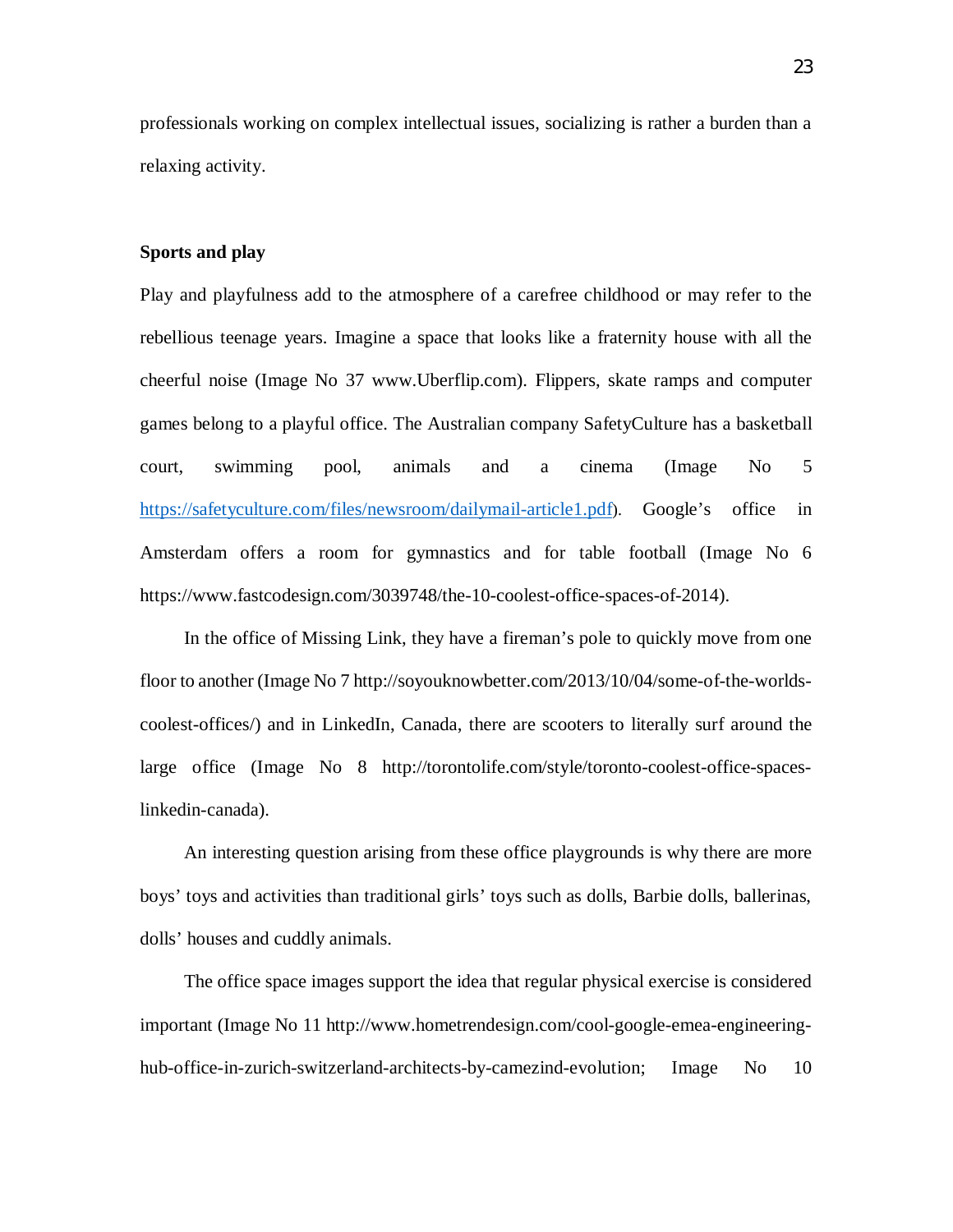professionals working on complex intellectual issues, socializing is rather a burden than a relaxing activity.

**Sports and play**

Play and playfulness add to the atmosphere of a carefree childhood or may refer to the rebellious teenage years. Imagine a space that looks like a fraternity house with all the cheerful noise (Image No 37 www.Uberflip.com). Flippers, skate ramps and computer games belong to a playful office. The Australian company SafetyCulture has a basketball court, swimming pool, animals and a cinema (Image No 5 https://safetyculture.com/files/newsroom/dailymail-article1.pdf). Google's office in Amsterdam offers a room for gymnastics and for table football (Image No 6 https://www.fastcodesign.com/3039748/the-10-coolest-office-spaces-of-2014).

In the office of Missing Link, they have a fireman's pole to quickly move from one floor to another (Image No 7 http://soyouknowbetter.com/2013/10/04/some-of-the-worlds-coolest-offices/) and in LinkedIn, Canada, there are scooters to literally surf around the large office (Image No 8 http://torontolife.com/style/toronto-coolest-office-spaces-linkedin-canada).

An interesting question arising from these office playgrounds is why there are more boys' toys and activities than traditional girls' toys such as dolls, Barbie dolls, ballerinas, dolls' houses and cuddly animals.

The office space images support the idea that regular physical exercise is considered important (Image No 11 http://www.hometrendesign.com/cool-google-emea-engineering-hub-office-in-zurich-switzerland-architects-by-camezind-evolution; Image No 10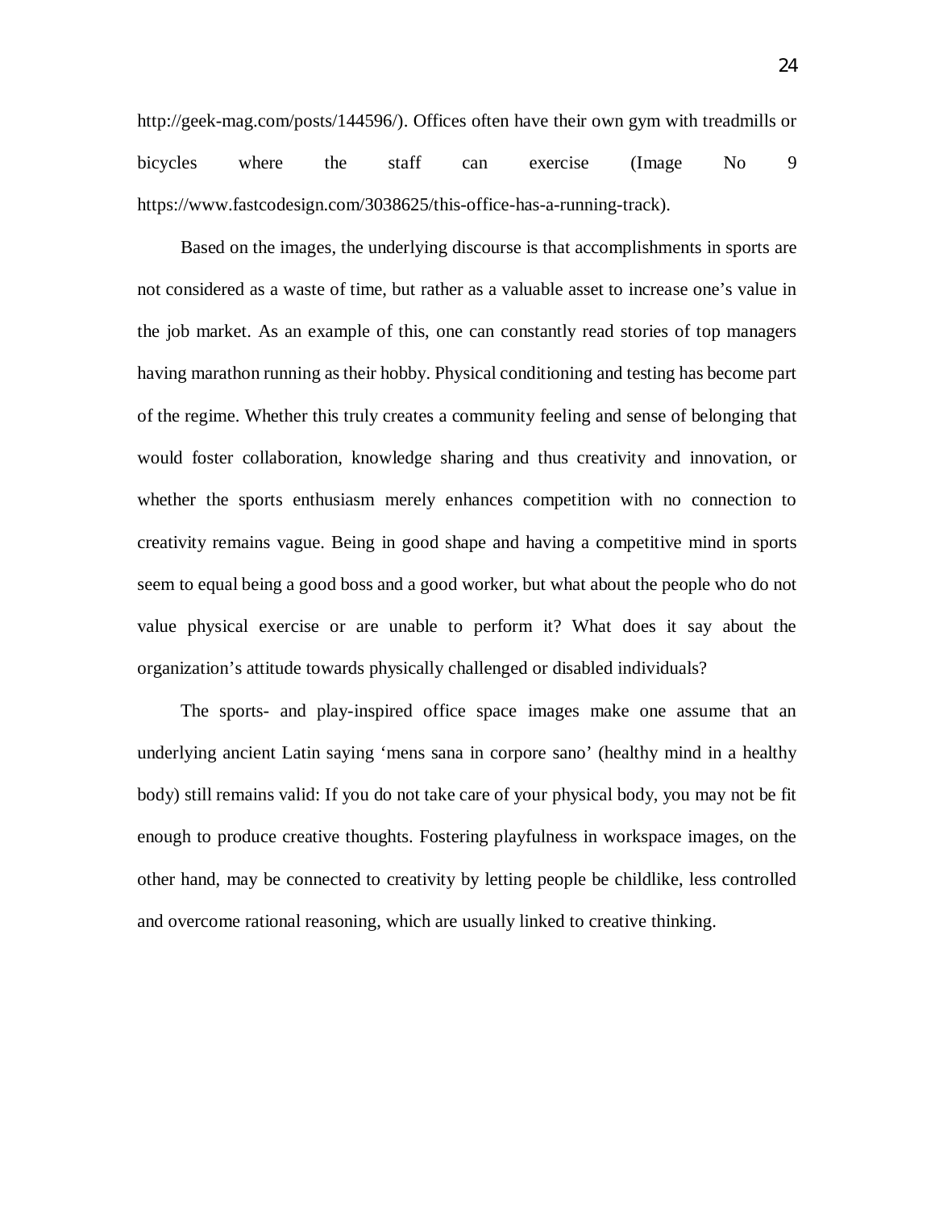http://geek-mag.com/posts/144596/). Offices often have their own gym with treadmills or bicycles where the staff can exercise (Image No 9 https://www.fastcodesign.com/3038625/this-office-has-a-running-track).

Based on the images, the underlying discourse is that accomplishments in sports are not considered as a waste of time, but rather as a valuable asset to increase one's value in the job market. As an example of this, one can constantly read stories of top managers having marathon running as their hobby. Physical conditioning and testing has become part of the regime. Whether this truly creates a community feeling and sense of belonging that would foster collaboration, knowledge sharing and thus creativity and innovation, or whether the sports enthusiasm merely enhances competition with no connection to creativity remains vague. Being in good shape and having a competitive mind in sports seem to equal being a good boss and a good worker, but what about the people who do not value physical exercise or are unable to perform it? What does it say about the organization's attitude towards physically challenged or disabled individuals?

The sports- and play-inspired office space images make one assume that an underlying ancient Latin saying 'mens sana in corpore sano' (healthy mind in a healthy body) still remains valid: If you do not take care of your physical body, you may not be fit enough to produce creative thoughts. Fostering playfulness in workspace images, on the other hand, may be connected to creativity by letting people be childlike, less controlled and overcome rational reasoning, which are usually linked to creative thinking.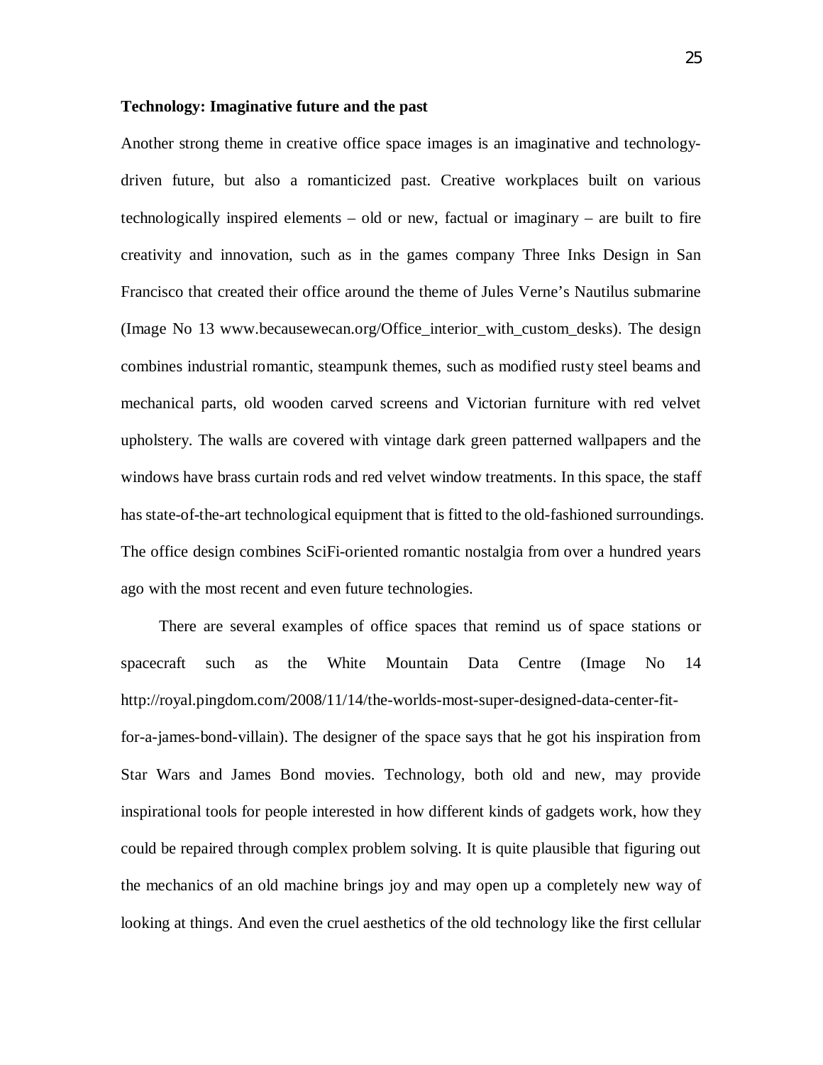**Technology: Imaginative future and the past**

Another strong theme in creative office space images is an imaginative and technology-driven future, but also a romanticized past. Creative workplaces built on various technologically inspired elements – old or new, factual or imaginary – are built to fire creativity and innovation, such as in the games company Three Inks Design in San Francisco that created their office around the theme of Jules Verne's Nautilus submarine (Image No 13 www.becausewecan.org/Office_interior_with_custom_desks). The design combines industrial romantic, steampunk themes, such as modified rusty steel beams and mechanical parts, old wooden carved screens and Victorian furniture with red velvet upholstery. The walls are covered with vintage dark green patterned wallpapers and the windows have brass curtain rods and red velvet window treatments. In this space, the staff has state-of-the-art technological equipment that is fitted to the old-fashioned surroundings. The office design combines SciFi-oriented romantic nostalgia from over a hundred years ago with the most recent and even future technologies.

There are several examples of office spaces that remind us of space stations or spacecraft such as the White Mountain Data Centre (Image No 14 http://royal.pingdom.com/2008/11/14/the-worlds-most-super-designed-data-center-fit-for-a-james-bond-villain). The designer of the space says that he got his inspiration from Star Wars and James Bond movies. Technology, both old and new, may provide inspirational tools for people interested in how different kinds of gadgets work, how they could be repaired through complex problem solving. It is quite plausible that figuring out the mechanics of an old machine brings joy and may open up a completely new way of looking at things. And even the cruel aesthetics of the old technology like the first cellular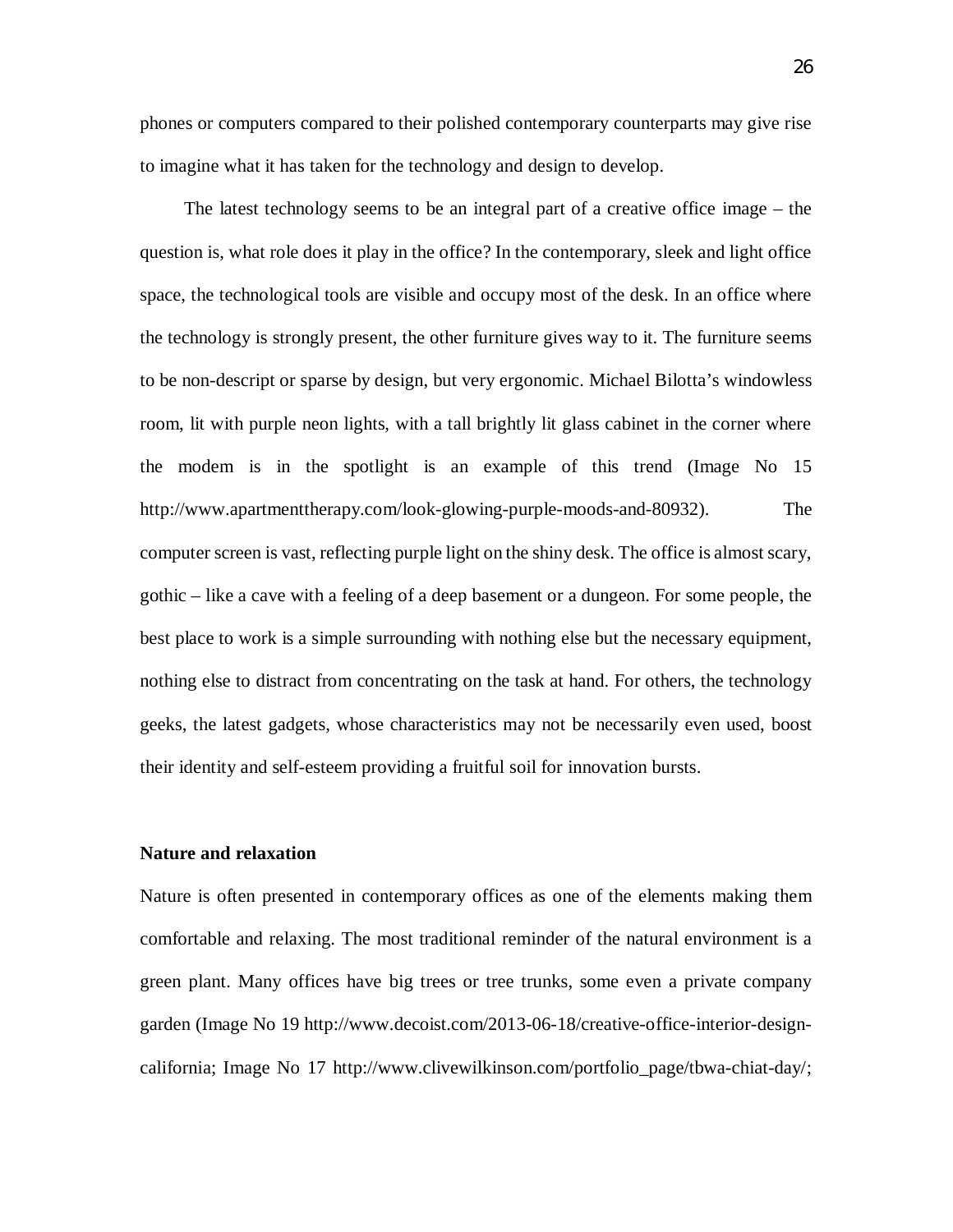phones or computers compared to their polished contemporary counterparts may give rise to imagine what it has taken for the technology and design to develop.

The latest technology seems to be an integral part of a creative office image – the question is, what role does it play in the office? In the contemporary, sleek and light office space, the technological tools are visible and occupy most of the desk. In an office where the technology is strongly present, the other furniture gives way to it. The furniture seems to be non-descript or sparse by design, but very ergonomic. Michael Bilotta's windowless room, lit with purple neon lights, with a tall brightly lit glass cabinet in the corner where the modem is in the spotlight is an example of this trend (Image No 15 http://www.apartmenttherapy.com/look-glowing-purple-moods-and-80932). The computer screen is vast, reflecting purple light on the shiny desk. The office is almost scary, gothic – like a cave with a feeling of a deep basement or a dungeon. For some people, the best place to work is a simple surrounding with nothing else but the necessary equipment, nothing else to distract from concentrating on the task at hand. For others, the technology geeks, the latest gadgets, whose characteristics may not be necessarily even used, boost their identity and self-esteem providing a fruitful soil for innovation bursts.

**Nature and relaxation**

Nature is often presented in contemporary offices as one of the elements making them comfortable and relaxing. The most traditional reminder of the natural environment is a green plant. Many offices have big trees or tree trunks, some even a private company garden (Image No 19 http://www.decoist.com/2013-06-18/creative-office-interior-design-california; Image No 17 http://www.clivewilkinson.com/portfolio_page/tbwa-chiat-day/;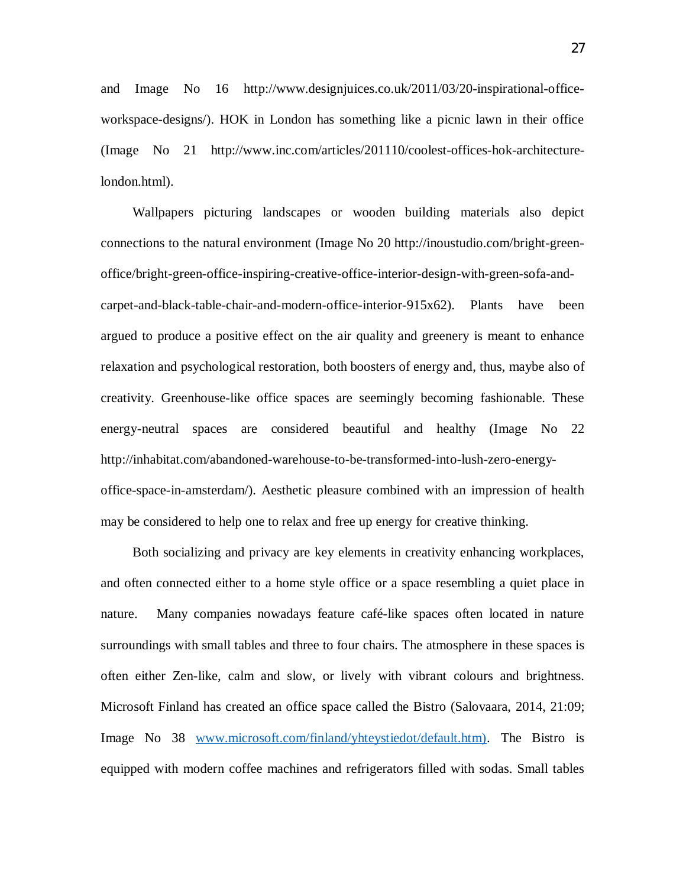and Image No 16 http://www.designjuices.co.uk/2011/03/20-inspirational-office-workspace-designs/). HOK in London has something like a picnic lawn in their office (Image No 21 http://www.inc.com/articles/201110/coolest-offices-hok-architecture-london.html).

Wallpapers picturing landscapes or wooden building materials also depict connections to the natural environment (Image No 20 http://inoustudio.com/bright-green-office/bright-green-office-inspiring-creative-office-interior-design-with-green-sofa-and-carpet-and-black-table-chair-and-modern-office-interior-915x62). Plants have been argued to produce a positive effect on the air quality and greenery is meant to enhance relaxation and psychological restoration, both boosters of energy and, thus, maybe also of creativity. Greenhouse-like office spaces are seemingly becoming fashionable. These energy-neutral spaces are considered beautiful and healthy (Image No 22 http://inhabitat.com/abandoned-warehouse-to-be-transformed-into-lush-zero-energy-office-space-in-amsterdam/). Aesthetic pleasure combined with an impression of health may be considered to help one to relax and free up energy for creative thinking.

Both socializing and privacy are key elements in creativity enhancing workplaces, and often connected either to a home style office or a space resembling a quiet place in nature. Many companies nowadays feature café-like spaces often located in nature surroundings with small tables and three to four chairs. The atmosphere in these spaces is often either Zen-like, calm and slow, or lively with vibrant colours and brightness. Microsoft Finland has created an office space called the Bistro (Salovaara, 2014, 21:09; Image No 38 [www.microsoft.com/finland/yhteystiedot/default.htm)](www.microsoft.com/finland/yhteystiedot/default.htm). The Bistro is equipped with modern coffee machines and refrigerators filled with sodas. Small tables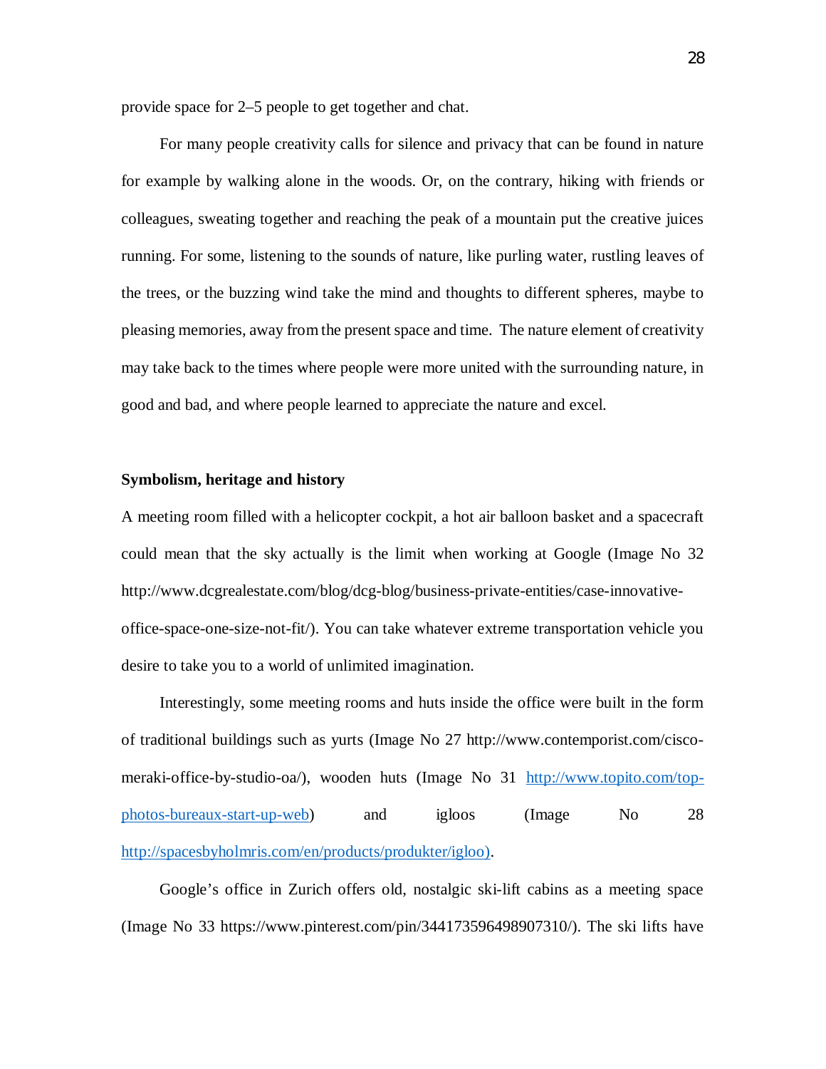provide space for 2–5 people to get together and chat.

For many people creativity calls for silence and privacy that can be found in nature for example by walking alone in the woods. Or, on the contrary, hiking with friends or colleagues, sweating together and reaching the peak of a mountain put the creative juices running. For some, listening to the sounds of nature, like purling water, rustling leaves of the trees, or the buzzing wind take the mind and thoughts to different spheres, maybe to pleasing memories, away from the present space and time. The nature element of creativity may take back to the times where people were more united with the surrounding nature, in good and bad, and where people learned to appreciate the nature and excel.

**Symbolism, heritage and history**

A meeting room filled with a helicopter cockpit, a hot air balloon basket and a spacecraft could mean that the sky actually is the limit when working at Google (Image No 32 http://www.dcgrealestate.com/blog/dcg-blog/business-private-entities/case-innovative-office-space-one-size-not-fit/). You can take whatever extreme transportation vehicle you desire to take you to a world of unlimited imagination.

Interestingly, some meeting rooms and huts inside the office were built in the form of traditional buildings such as yurts (Image No 27 http://www.contemporist.com/cisco-meraki-office-by-studio-oa/), wooden huts (Image No 31 http://www.topito.com/top-photos-bureaux-start-up-web) and igloos (Image No 28 http://spacesbyholmris.com/en/products/produkter/igloo).

Google's office in Zurich offers old, nostalgic ski-lift cabins as a meeting space (Image No 33 https://www.pinterest.com/pin/344173596498907310/). The ski lifts have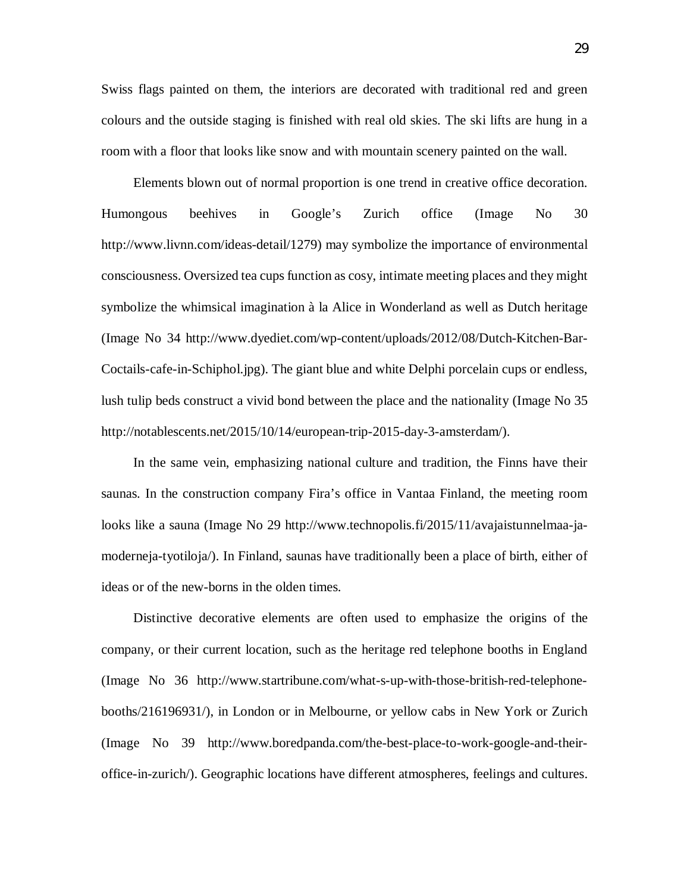Swiss flags painted on them, the interiors are decorated with traditional red and green colours and the outside staging is finished with real old skies. The ski lifts are hung in a room with a floor that looks like snow and with mountain scenery painted on the wall.

Elements blown out of normal proportion is one trend in creative office decoration. Humongous beehives in Google's Zurich office (Image No 30 http://www.livnn.com/ideas-detail/1279) may symbolize the importance of environmental consciousness. Oversized tea cups function as cosy, intimate meeting places and they might symbolize the whimsical imagination à la Alice in Wonderland as well as Dutch heritage (Image No 34 http://www.dyediet.com/wp-content/uploads/2012/08/Dutch-Kitchen-Bar-Coctails-cafe-in-Schiphol.jpg). The giant blue and white Delphi porcelain cups or endless, lush tulip beds construct a vivid bond between the place and the nationality (Image No 35 http://notablescents.net/2015/10/14/european-trip-2015-day-3-amsterdam/).

In the same vein, emphasizing national culture and tradition, the Finns have their saunas. In the construction company Fira's office in Vantaa Finland, the meeting room looks like a sauna (Image No 29 http://www.technopolis.fi/2015/11/avajaistunnelmaa-ja-moderneja-tyotiloja/). In Finland, saunas have traditionally been a place of birth, either of ideas or of the new-borns in the olden times.

Distinctive decorative elements are often used to emphasize the origins of the company, or their current location, such as the heritage red telephone booths in England (Image No 36 http://www.startribune.com/what-s-up-with-those-british-red-telephone-booths/216196931/), in London or in Melbourne, or yellow cabs in New York or Zurich (Image No 39 http://www.boredpanda.com/the-best-place-to-work-google-and-their-office-in-zurich/). Geographic locations have different atmospheres, feelings and cultures.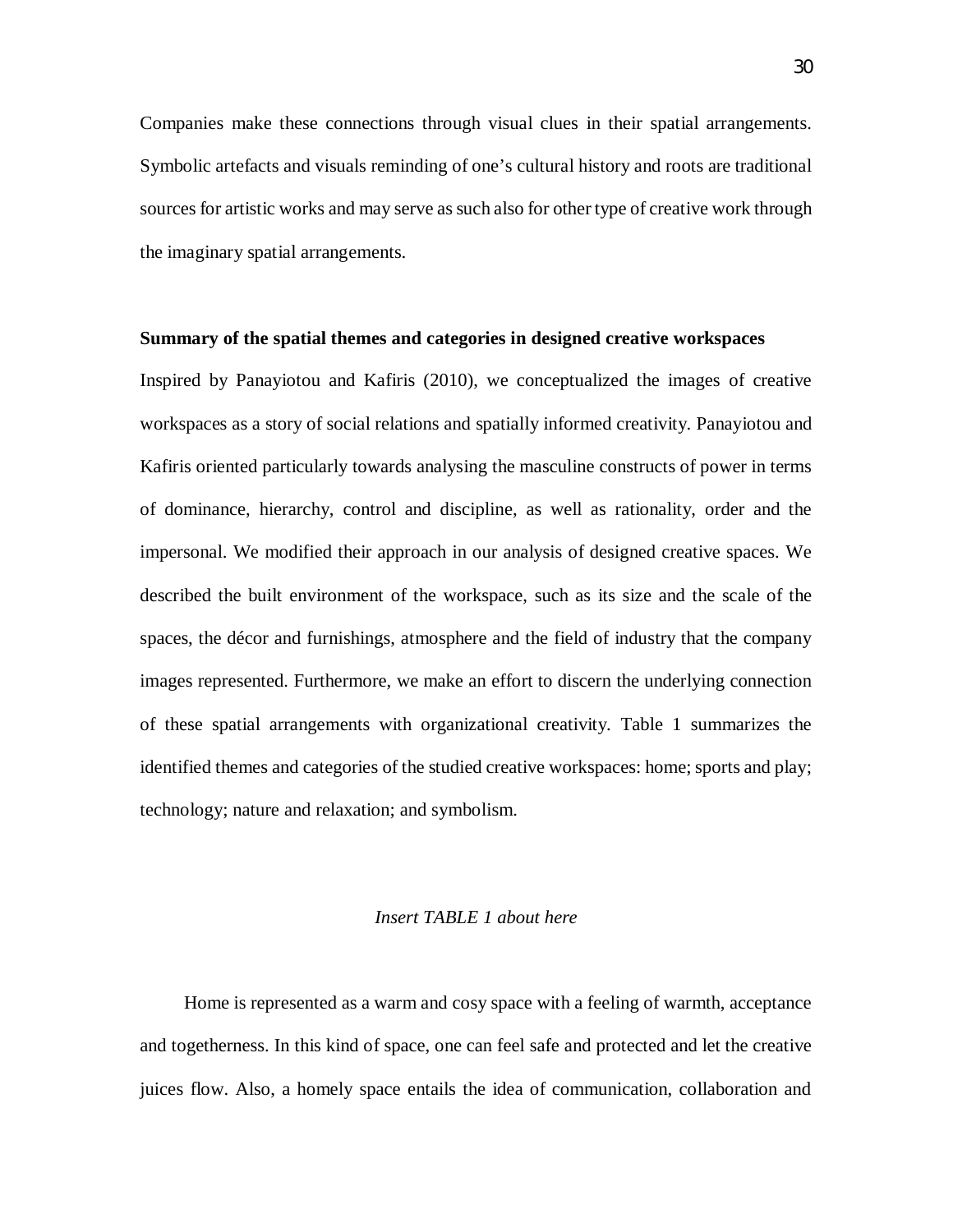Companies make these connections through visual clues in their spatial arrangements. Symbolic artefacts and visuals reminding of one's cultural history and roots are traditional sources for artistic works and may serve as such also for other type of creative work through the imaginary spatial arrangements.

**Summary of the spatial themes and categories in designed creative workspaces**

Inspired by Panayiotou and Kafiris (2010), we conceptualized the images of creative workspaces as a story of social relations and spatially informed creativity. Panayiotou and Kafiris oriented particularly towards analysing the masculine constructs of power in terms of dominance, hierarchy, control and discipline, as well as rationality, order and the impersonal. We modified their approach in our analysis of designed creative spaces. We described the built environment of the workspace, such as its size and the scale of the spaces, the décor and furnishings, atmosphere and the field of industry that the company images represented. Furthermore, we make an effort to discern the underlying connection of these spatial arrangements with organizational creativity. Table 1 summarizes the identified themes and categories of the studied creative workspaces: home; sports and play; technology; nature and relaxation; and symbolism.

*Insert TABLE 1 about here*

Home is represented as a warm and cosy space with a feeling of warmth, acceptance and togetherness. In this kind of space, one can feel safe and protected and let the creative juices flow. Also, a homely space entails the idea of communication, collaboration and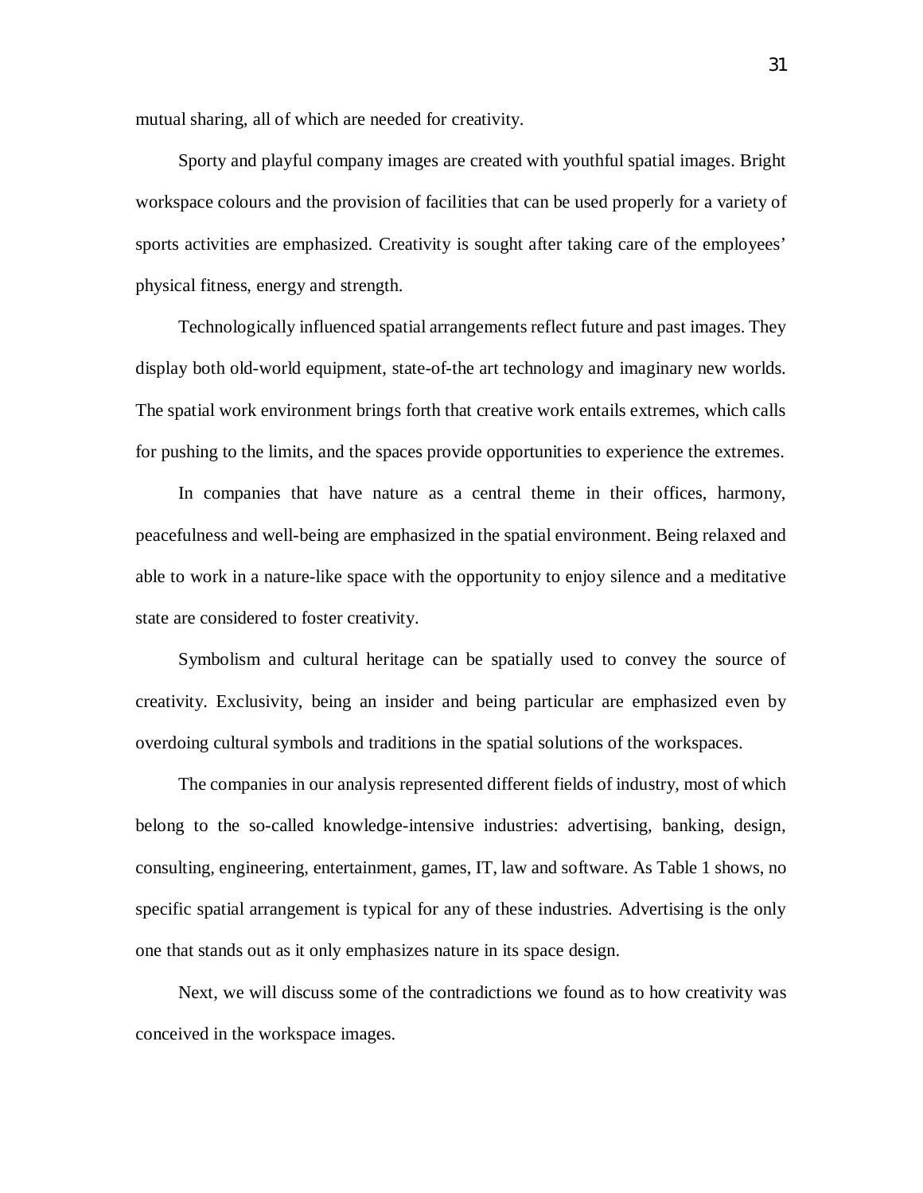mutual sharing, all of which are needed for creativity.

Sporty and playful company images are created with youthful spatial images. Bright workspace colours and the provision of facilities that can be used properly for a variety of sports activities are emphasized. Creativity is sought after taking care of the employees' physical fitness, energy and strength.

Technologically influenced spatial arrangements reflect future and past images. They display both old-world equipment, state-of-the art technology and imaginary new worlds. The spatial work environment brings forth that creative work entails extremes, which calls for pushing to the limits, and the spaces provide opportunities to experience the extremes.

In companies that have nature as a central theme in their offices, harmony, peacefulness and well-being are emphasized in the spatial environment. Being relaxed and able to work in a nature-like space with the opportunity to enjoy silence and a meditative state are considered to foster creativity.

Symbolism and cultural heritage can be spatially used to convey the source of creativity. Exclusivity, being an insider and being particular are emphasized even by overdoing cultural symbols and traditions in the spatial solutions of the workspaces.

The companies in our analysis represented different fields of industry, most of which belong to the so-called knowledge-intensive industries: advertising, banking, design, consulting, engineering, entertainment, games, IT, law and software. As Table 1 shows, no specific spatial arrangement is typical for any of these industries. Advertising is the only one that stands out as it only emphasizes nature in its space design.

Next, we will discuss some of the contradictions we found as to how creativity was conceived in the workspace images.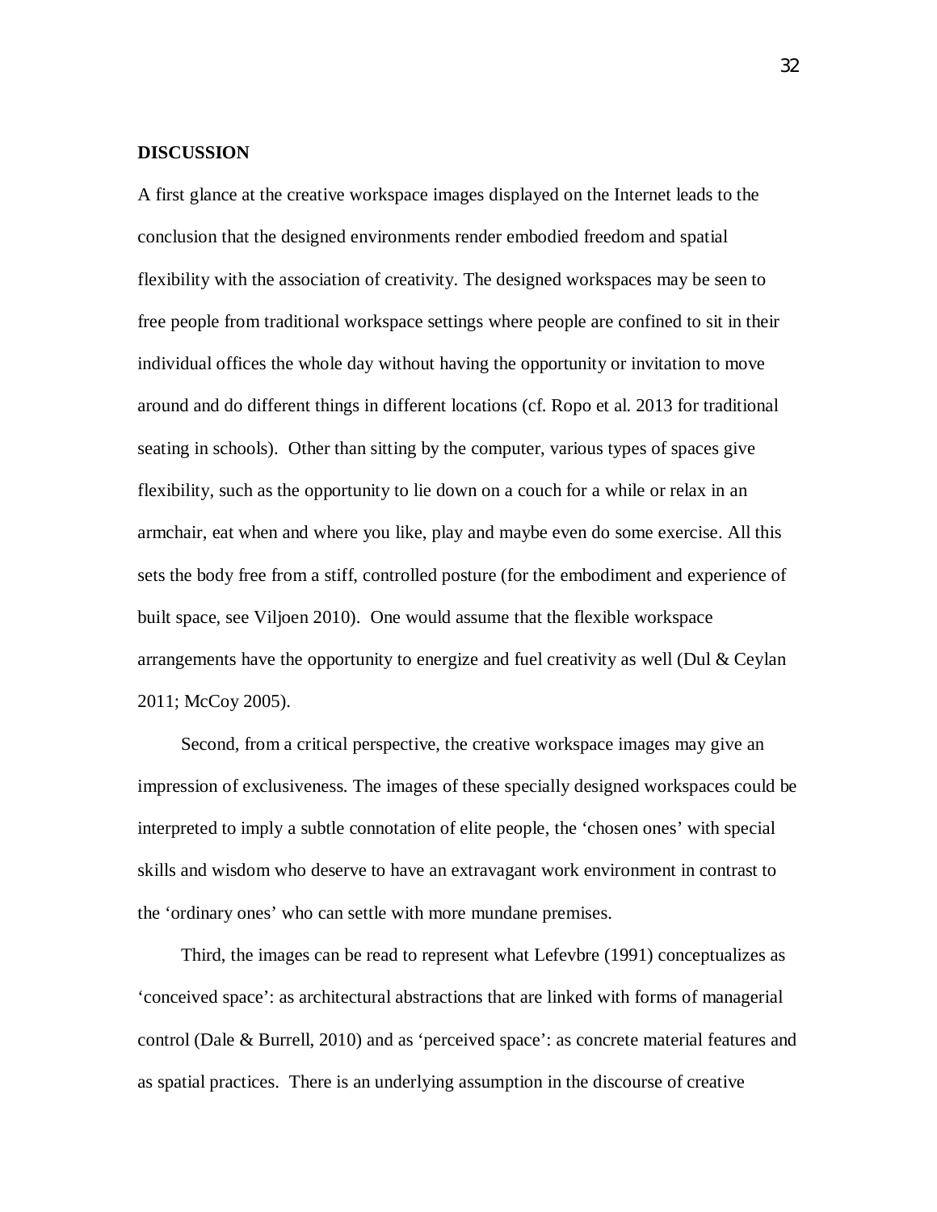## DISCUSSION

A first glance at the creative workspace images displayed on the Internet leads to the conclusion that the designed environments render embodied freedom and spatial flexibility with the association of creativity. The designed workspaces may be seen to free people from traditional workspace settings where people are confined to sit in their individual offices the whole day without having the opportunity or invitation to move around and do different things in different locations (cf. Ropo et al. 2013 for traditional seating in schools). Other than sitting by the computer, various types of spaces give flexibility, such as the opportunity to lie down on a couch for a while or relax in an armchair, eat when and where you like, play and maybe even do some exercise. All this sets the body free from a stiff, controlled posture (for the embodiment and experience of built space, see Viljoen 2010). One would assume that the flexible workspace arrangements have the opportunity to energize and fuel creativity as well (Dul & Ceylan 2011; McCoy 2005).

Second, from a critical perspective, the creative workspace images may give an impression of exclusiveness. The images of these specially designed workspaces could be interpreted to imply a subtle connotation of elite people, the 'chosen ones' with special skills and wisdom who deserve to have an extravagant work environment in contrast to the 'ordinary ones' who can settle with more mundane premises.

Third, the images can be read to represent what Lefevbre (1991) conceptualizes as 'conceived space': as architectural abstractions that are linked with forms of managerial control (Dale & Burrell, 2010) and as 'perceived space': as concrete material features and as spatial practices. There is an underlying assumption in the discourse of creative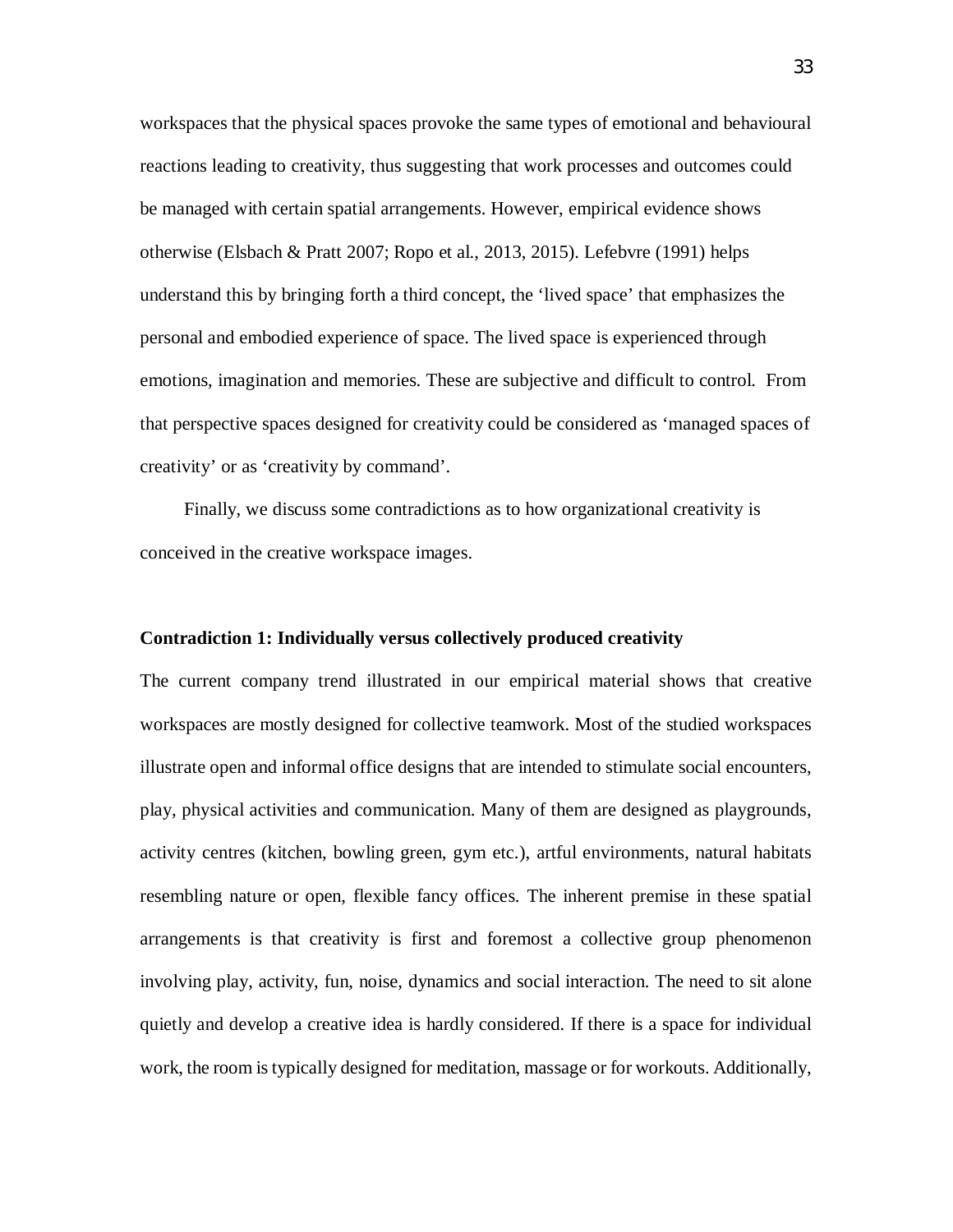workspaces that the physical spaces provoke the same types of emotional and behavioural reactions leading to creativity, thus suggesting that work processes and outcomes could be managed with certain spatial arrangements. However, empirical evidence shows otherwise (Elsbach & Pratt 2007; Ropo et al., 2013, 2015). Lefebvre (1991) helps understand this by bringing forth a third concept, the 'lived space' that emphasizes the personal and embodied experience of space. The lived space is experienced through emotions, imagination and memories. These are subjective and difficult to control. From that perspective spaces designed for creativity could be considered as 'managed spaces of creativity' or as 'creativity by command'.

Finally, we discuss some contradictions as to how organizational creativity is conceived in the creative workspace images.

**Contradiction 1: Individually versus collectively produced creativity**

The current company trend illustrated in our empirical material shows that creative workspaces are mostly designed for collective teamwork. Most of the studied workspaces illustrate open and informal office designs that are intended to stimulate social encounters, play, physical activities and communication. Many of them are designed as playgrounds, activity centres (kitchen, bowling green, gym etc.), artful environments, natural habitats resembling nature or open, flexible fancy offices. The inherent premise in these spatial arrangements is that creativity is first and foremost a collective group phenomenon involving play, activity, fun, noise, dynamics and social interaction. The need to sit alone quietly and develop a creative idea is hardly considered. If there is a space for individual work, the room is typically designed for meditation, massage or for workouts. Additionally,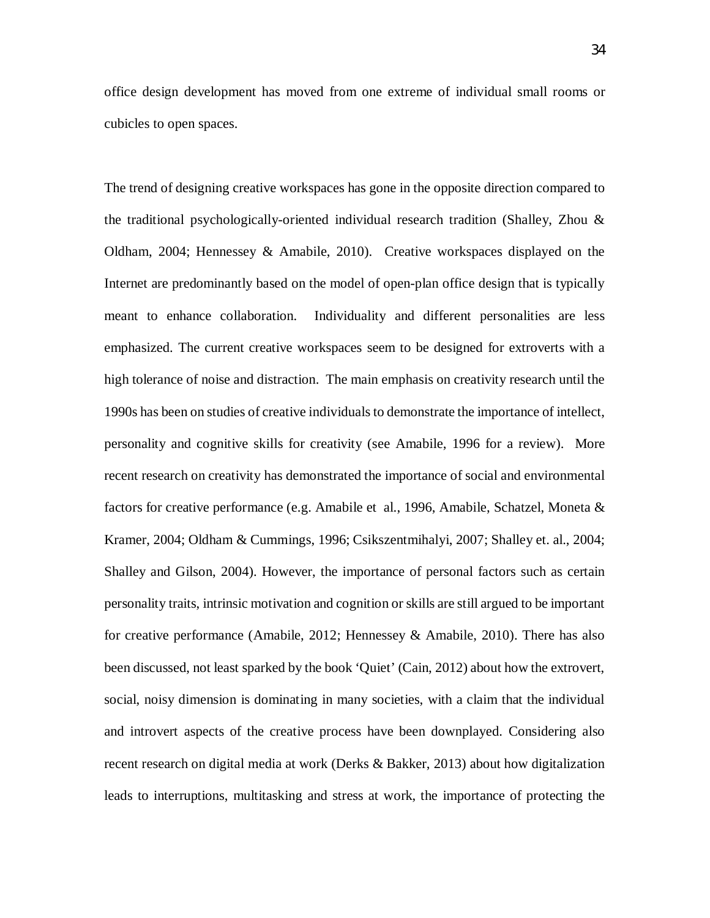office design development has moved from one extreme of individual small rooms or cubicles to open spaces.

The trend of designing creative workspaces has gone in the opposite direction compared to the traditional psychologically-oriented individual research tradition (Shalley, Zhou & Oldham, 2004; Hennessey & Amabile, 2010). Creative workspaces displayed on the Internet are predominantly based on the model of open-plan office design that is typically meant to enhance collaboration. Individuality and different personalities are less emphasized. The current creative workspaces seem to be designed for extroverts with a high tolerance of noise and distraction. The main emphasis on creativity research until the 1990s has been on studies of creative individuals to demonstrate the importance of intellect, personality and cognitive skills for creativity (see Amabile, 1996 for a review). More recent research on creativity has demonstrated the importance of social and environmental factors for creative performance (e.g. Amabile et al., 1996, Amabile, Schatzel, Moneta & Kramer, 2004; Oldham & Cummings, 1996; Csikszentmihalyi, 2007; Shalley et. al., 2004; Shalley and Gilson, 2004). However, the importance of personal factors such as certain personality traits, intrinsic motivation and cognition or skills are still argued to be important for creative performance (Amabile, 2012; Hennessey & Amabile, 2010). There has also been discussed, not least sparked by the book 'Quiet' (Cain, 2012) about how the extrovert, social, noisy dimension is dominating in many societies, with a claim that the individual and introvert aspects of the creative process have been downplayed. Considering also recent research on digital media at work (Derks & Bakker, 2013) about how digitalization leads to interruptions, multitasking and stress at work, the importance of protecting the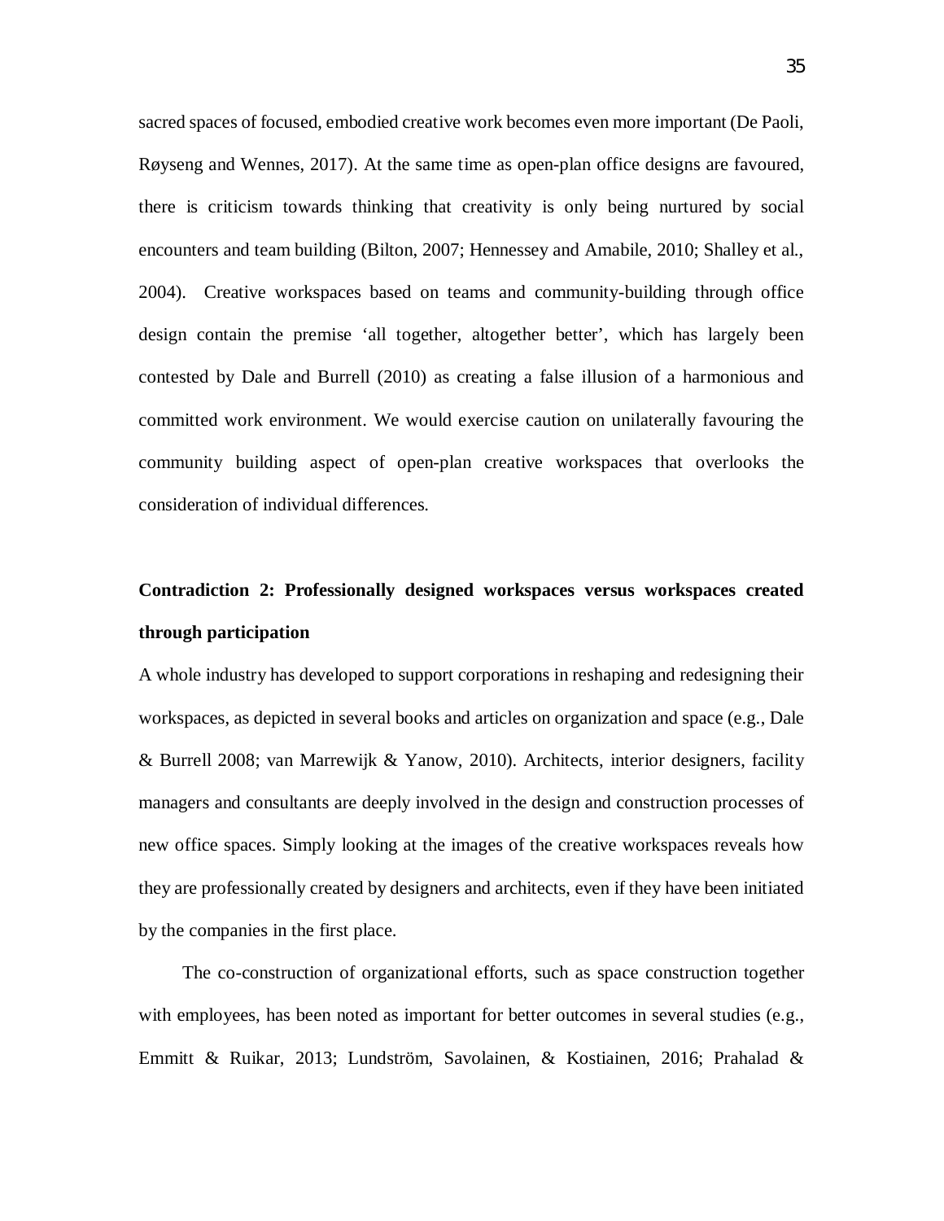sacred spaces of focused, embodied creative work becomes even more important (De Paoli, Røyseng and Wennes, 2017). At the same time as open-plan office designs are favoured, there is criticism towards thinking that creativity is only being nurtured by social encounters and team building (Bilton, 2007; Hennessey and Amabile, 2010; Shalley et al., 2004). Creative workspaces based on teams and community-building through office design contain the premise 'all together, altogether better', which has largely been contested by Dale and Burrell (2010) as creating a false illusion of a harmonious and committed work environment. We would exercise caution on unilaterally favouring the community building aspect of open-plan creative workspaces that overlooks the consideration of individual differences.

**Contradiction 2: Professionally designed workspaces versus workspaces created through participation**

A whole industry has developed to support corporations in reshaping and redesigning their workspaces, as depicted in several books and articles on organization and space (e.g., Dale & Burrell 2008; van Marrewijk & Yanow, 2010). Architects, interior designers, facility managers and consultants are deeply involved in the design and construction processes of new office spaces. Simply looking at the images of the creative workspaces reveals how they are professionally created by designers and architects, even if they have been initiated by the companies in the first place.

The co-construction of organizational efforts, such as space construction together with employees, has been noted as important for better outcomes in several studies (e.g., Emmitt & Ruikar, 2013; Lundström, Savolainen, & Kostiainen, 2016; Prahalad &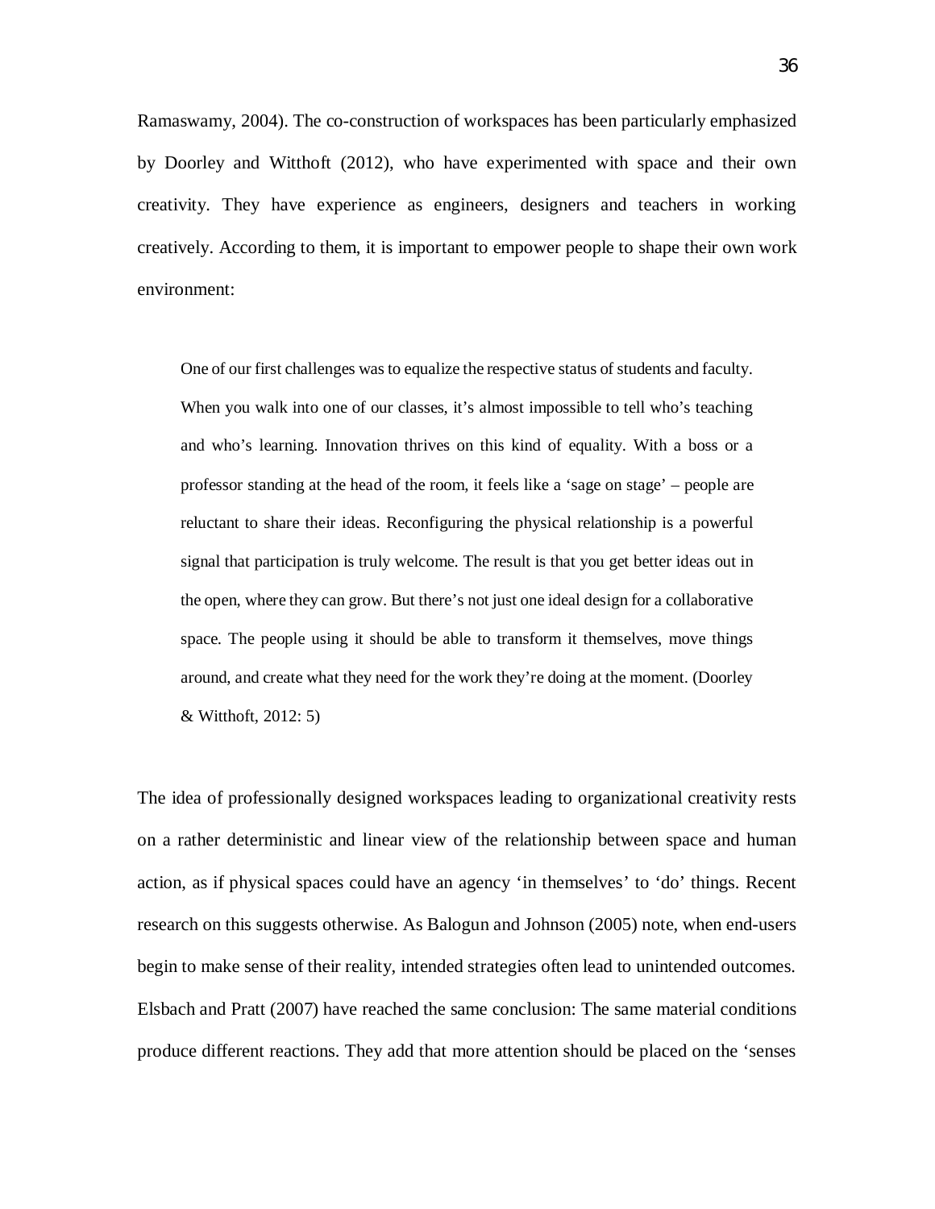Ramaswamy, 2004). The co-construction of workspaces has been particularly emphasized by Doorley and Witthoft (2012), who have experimented with space and their own creativity. They have experience as engineers, designers and teachers in working creatively. According to them, it is important to empower people to shape their own work environment:

> One of our first challenges was to equalize the respective status of students and faculty. When you walk into one of our classes, it's almost impossible to tell who's teaching and who's learning. Innovation thrives on this kind of equality. With a boss or a professor standing at the head of the room, it feels like a 'sage on stage' – people are reluctant to share their ideas. Reconfiguring the physical relationship is a powerful signal that participation is truly welcome. The result is that you get better ideas out in the open, where they can grow. But there's not just one ideal design for a collaborative space. The people using it should be able to transform it themselves, move things around, and create what they need for the work they're doing at the moment. (Doorley & Witthoft, 2012: 5)

The idea of professionally designed workspaces leading to organizational creativity rests on a rather deterministic and linear view of the relationship between space and human action, as if physical spaces could have an agency 'in themselves' to 'do' things. Recent research on this suggests otherwise. As Balogun and Johnson (2005) note, when end-users begin to make sense of their reality, intended strategies often lead to unintended outcomes. Elsbach and Pratt (2007) have reached the same conclusion: The same material conditions produce different reactions. They add that more attention should be placed on the 'senses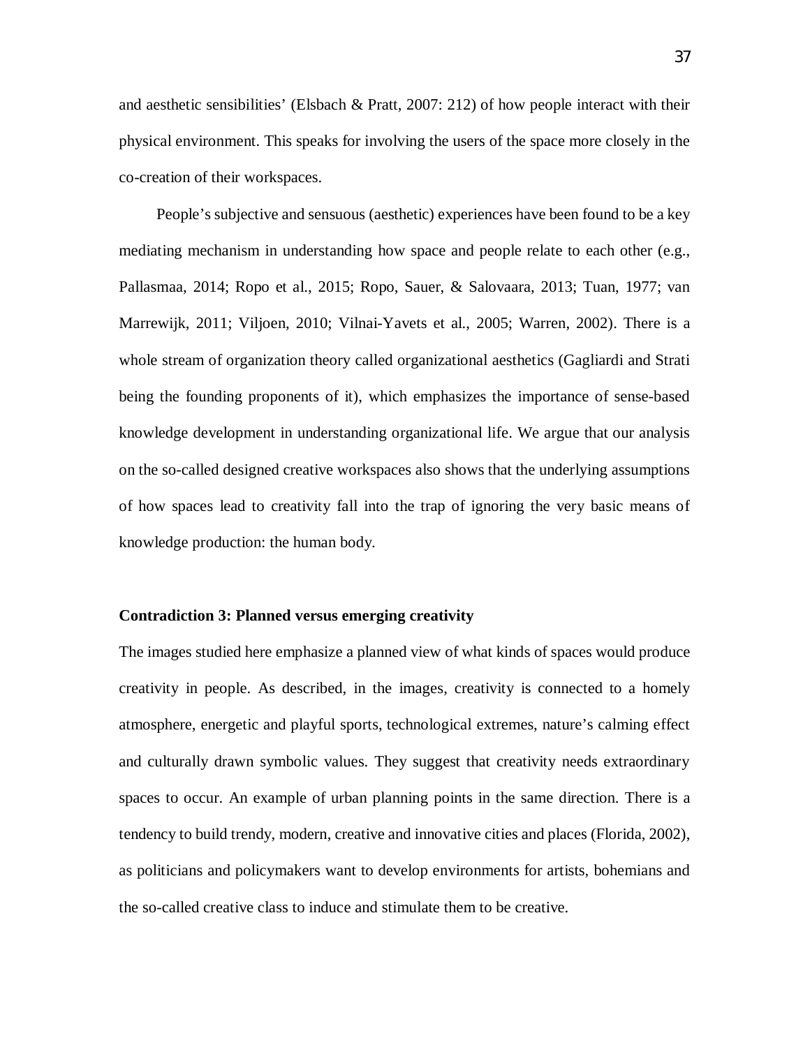and aesthetic sensibilities' (Elsbach & Pratt, 2007: 212) of how people interact with their physical environment. This speaks for involving the users of the space more closely in the co-creation of their workspaces.

People's subjective and sensuous (aesthetic) experiences have been found to be a key mediating mechanism in understanding how space and people relate to each other (e.g., Pallasmaa, 2014; Ropo et al., 2015; Ropo, Sauer, & Salovaara, 2013; Tuan, 1977; van Marrewijk, 2011; Viljoen, 2010; Vilnai-Yavets et al., 2005; Warren, 2002). There is a whole stream of organization theory called organizational aesthetics (Gagliardi and Strati being the founding proponents of it), which emphasizes the importance of sense-based knowledge development in understanding organizational life. We argue that our analysis on the so-called designed creative workspaces also shows that the underlying assumptions of how spaces lead to creativity fall into the trap of ignoring the very basic means of knowledge production: the human body.

**Contradiction 3: Planned versus emerging creativity**

The images studied here emphasize a planned view of what kinds of spaces would produce creativity in people. As described, in the images, creativity is connected to a homely atmosphere, energetic and playful sports, technological extremes, nature's calming effect and culturally drawn symbolic values. They suggest that creativity needs extraordinary spaces to occur. An example of urban planning points in the same direction. There is a tendency to build trendy, modern, creative and innovative cities and places (Florida, 2002), as politicians and policymakers want to develop environments for artists, bohemians and the so-called creative class to induce and stimulate them to be creative.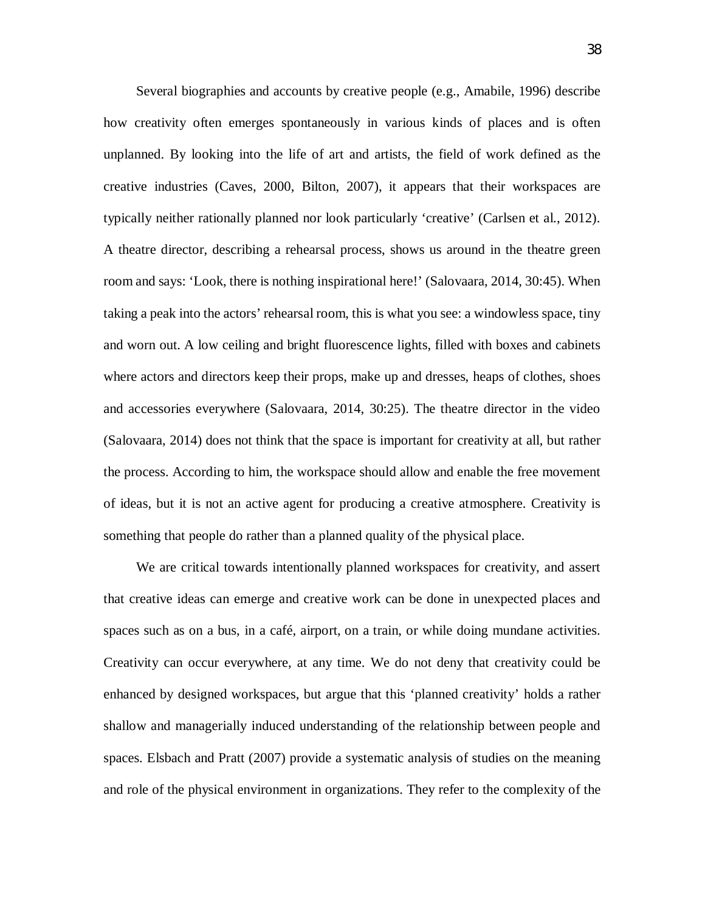Several biographies and accounts by creative people (e.g., Amabile, 1996) describe how creativity often emerges spontaneously in various kinds of places and is often unplanned. By looking into the life of art and artists, the field of work defined as the creative industries (Caves, 2000, Bilton, 2007), it appears that their workspaces are typically neither rationally planned nor look particularly 'creative' (Carlsen et al., 2012). A theatre director, describing a rehearsal process, shows us around in the theatre green room and says: 'Look, there is nothing inspirational here!' (Salovaara, 2014, 30:45). When taking a peak into the actors' rehearsal room, this is what you see: a windowless space, tiny and worn out. A low ceiling and bright fluorescence lights, filled with boxes and cabinets where actors and directors keep their props, make up and dresses, heaps of clothes, shoes and accessories everywhere (Salovaara, 2014, 30:25). The theatre director in the video (Salovaara, 2014) does not think that the space is important for creativity at all, but rather the process. According to him, the workspace should allow and enable the free movement of ideas, but it is not an active agent for producing a creative atmosphere. Creativity is something that people do rather than a planned quality of the physical place.

We are critical towards intentionally planned workspaces for creativity, and assert that creative ideas can emerge and creative work can be done in unexpected places and spaces such as on a bus, in a café, airport, on a train, or while doing mundane activities. Creativity can occur everywhere, at any time. We do not deny that creativity could be enhanced by designed workspaces, but argue that this 'planned creativity' holds a rather shallow and managerially induced understanding of the relationship between people and spaces. Elsbach and Pratt (2007) provide a systematic analysis of studies on the meaning and role of the physical environment in organizations. They refer to the complexity of the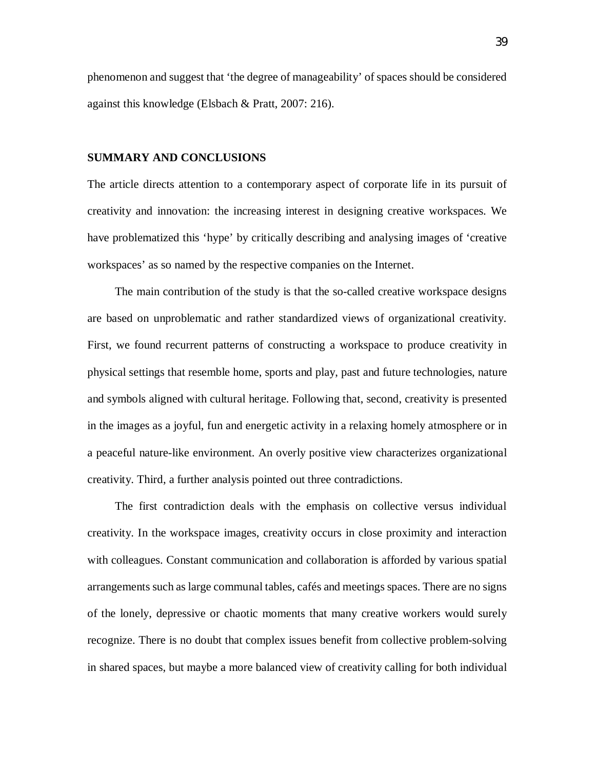phenomenon and suggest that 'the degree of manageability' of spaces should be considered against this knowledge (Elsbach & Pratt, 2007: 216).

## SUMMARY AND CONCLUSIONS

The article directs attention to a contemporary aspect of corporate life in its pursuit of creativity and innovation: the increasing interest in designing creative workspaces. We have problematized this 'hype' by critically describing and analysing images of 'creative workspaces' as so named by the respective companies on the Internet.

The main contribution of the study is that the so-called creative workspace designs are based on unproblematic and rather standardized views of organizational creativity. First, we found recurrent patterns of constructing a workspace to produce creativity in physical settings that resemble home, sports and play, past and future technologies, nature and symbols aligned with cultural heritage. Following that, second, creativity is presented in the images as a joyful, fun and energetic activity in a relaxing homely atmosphere or in a peaceful nature-like environment. An overly positive view characterizes organizational creativity. Third, a further analysis pointed out three contradictions.

The first contradiction deals with the emphasis on collective versus individual creativity. In the workspace images, creativity occurs in close proximity and interaction with colleagues. Constant communication and collaboration is afforded by various spatial arrangements such as large communal tables, cafés and meetings spaces. There are no signs of the lonely, depressive or chaotic moments that many creative workers would surely recognize. There is no doubt that complex issues benefit from collective problem-solving in shared spaces, but maybe a more balanced view of creativity calling for both individual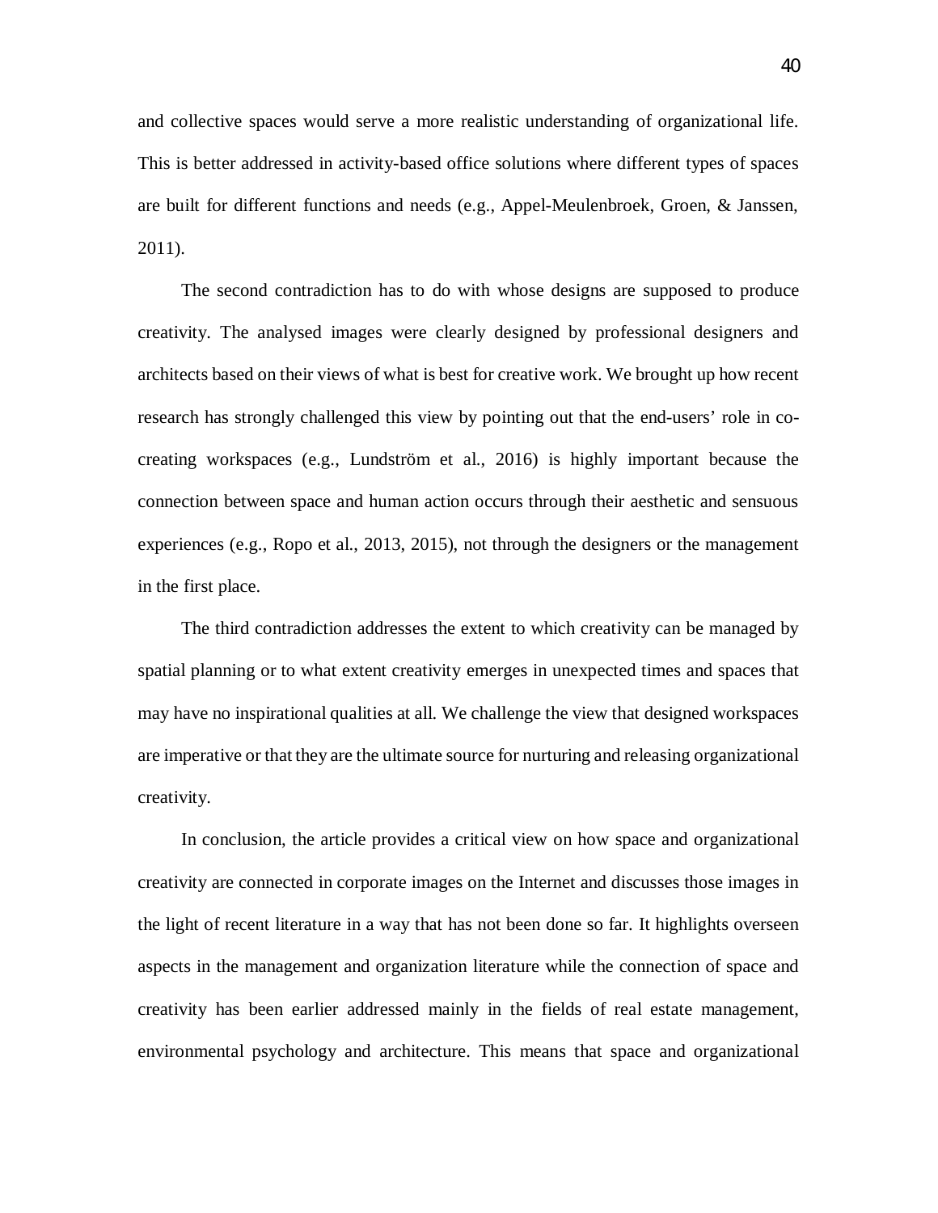and collective spaces would serve a more realistic understanding of organizational life. This is better addressed in activity-based office solutions where different types of spaces are built for different functions and needs (e.g., Appel-Meulenbroek, Groen, & Janssen, 2011).

The second contradiction has to do with whose designs are supposed to produce creativity. The analysed images were clearly designed by professional designers and architects based on their views of what is best for creative work. We brought up how recent research has strongly challenged this view by pointing out that the end-users' role in co-creating workspaces (e.g., Lundström et al., 2016) is highly important because the connection between space and human action occurs through their aesthetic and sensuous experiences (e.g., Ropo et al., 2013, 2015), not through the designers or the management in the first place.

The third contradiction addresses the extent to which creativity can be managed by spatial planning or to what extent creativity emerges in unexpected times and spaces that may have no inspirational qualities at all. We challenge the view that designed workspaces are imperative or that they are the ultimate source for nurturing and releasing organizational creativity.

In conclusion, the article provides a critical view on how space and organizational creativity are connected in corporate images on the Internet and discusses those images in the light of recent literature in a way that has not been done so far. It highlights overseen aspects in the management and organization literature while the connection of space and creativity has been earlier addressed mainly in the fields of real estate management, environmental psychology and architecture. This means that space and organizational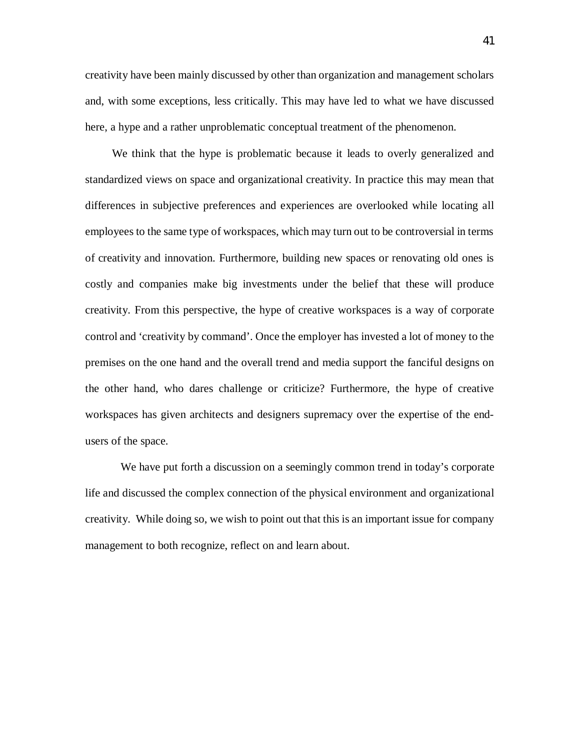creativity have been mainly discussed by other than organization and management scholars and, with some exceptions, less critically. This may have led to what we have discussed here, a hype and a rather unproblematic conceptual treatment of the phenomenon.

We think that the hype is problematic because it leads to overly generalized and standardized views on space and organizational creativity. In practice this may mean that differences in subjective preferences and experiences are overlooked while locating all employees to the same type of workspaces, which may turn out to be controversial in terms of creativity and innovation. Furthermore, building new spaces or renovating old ones is costly and companies make big investments under the belief that these will produce creativity. From this perspective, the hype of creative workspaces is a way of corporate control and 'creativity by command'. Once the employer has invested a lot of money to the premises on the one hand and the overall trend and media support the fanciful designs on the other hand, who dares challenge or criticize? Furthermore, the hype of creative workspaces has given architects and designers supremacy over the expertise of the end-users of the space.

We have put forth a discussion on a seemingly common trend in today's corporate life and discussed the complex connection of the physical environment and organizational creativity. While doing so, we wish to point out that this is an important issue for company management to both recognize, reflect on and learn about.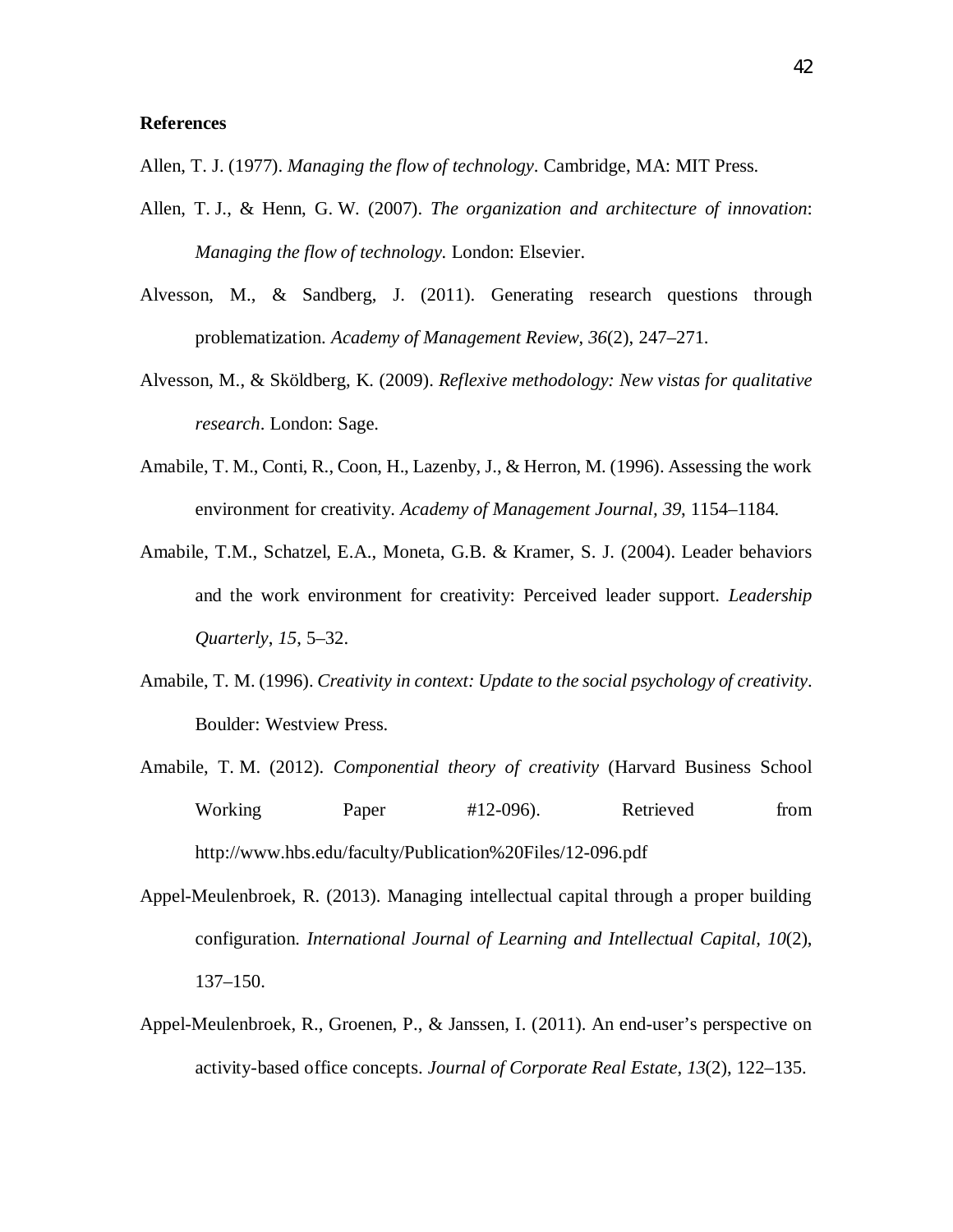## References

Allen, T. J. (1977). *Managing the flow of technology*. Cambridge, MA: MIT Press.

Allen, T. J., & Henn, G. W. (2007). *The organization and architecture of innovation*: *Managing the flow of technology.* London: Elsevier.

Alvesson, M., & Sandberg, J. (2011). Generating research questions through problematization. *Academy of Management Review*, *36*(2), 247–271.

Alvesson, M., & Sköldberg, K. (2009). *Reflexive methodology: New vistas for qualitative research*. London: Sage.

Amabile, T. M., Conti, R., Coon, H., Lazenby, J., & Herron, M. (1996). Assessing the work environment for creativity. *Academy of Management Journal*, *39*, 1154–1184.

Amabile, T.M., Schatzel, E.A., Moneta, G.B. & Kramer, S. J. (2004). Leader behaviors and the work environment for creativity: Perceived leader support. *Leadership Quarterly*, *15*, 5–32.

Amabile, T. M. (1996). *Creativity in context: Update to the social psychology of creativity*. Boulder: Westview Press.

Amabile, T. M. (2012). *Componential theory of creativity* (Harvard Business School Working Paper #12-096). Retrieved from http://www.hbs.edu/faculty/Publication%20Files/12-096.pdf

Appel-Meulenbroek, R. (2013). Managing intellectual capital through a proper building configuration. *International Journal of Learning and Intellectual Capital*, *10*(2), 137–150.

Appel-Meulenbroek, R., Groenen, P., & Janssen, I. (2011). An end-user's perspective on activity-based office concepts. *Journal of Corporate Real Estate*, *13*(2), 122–135.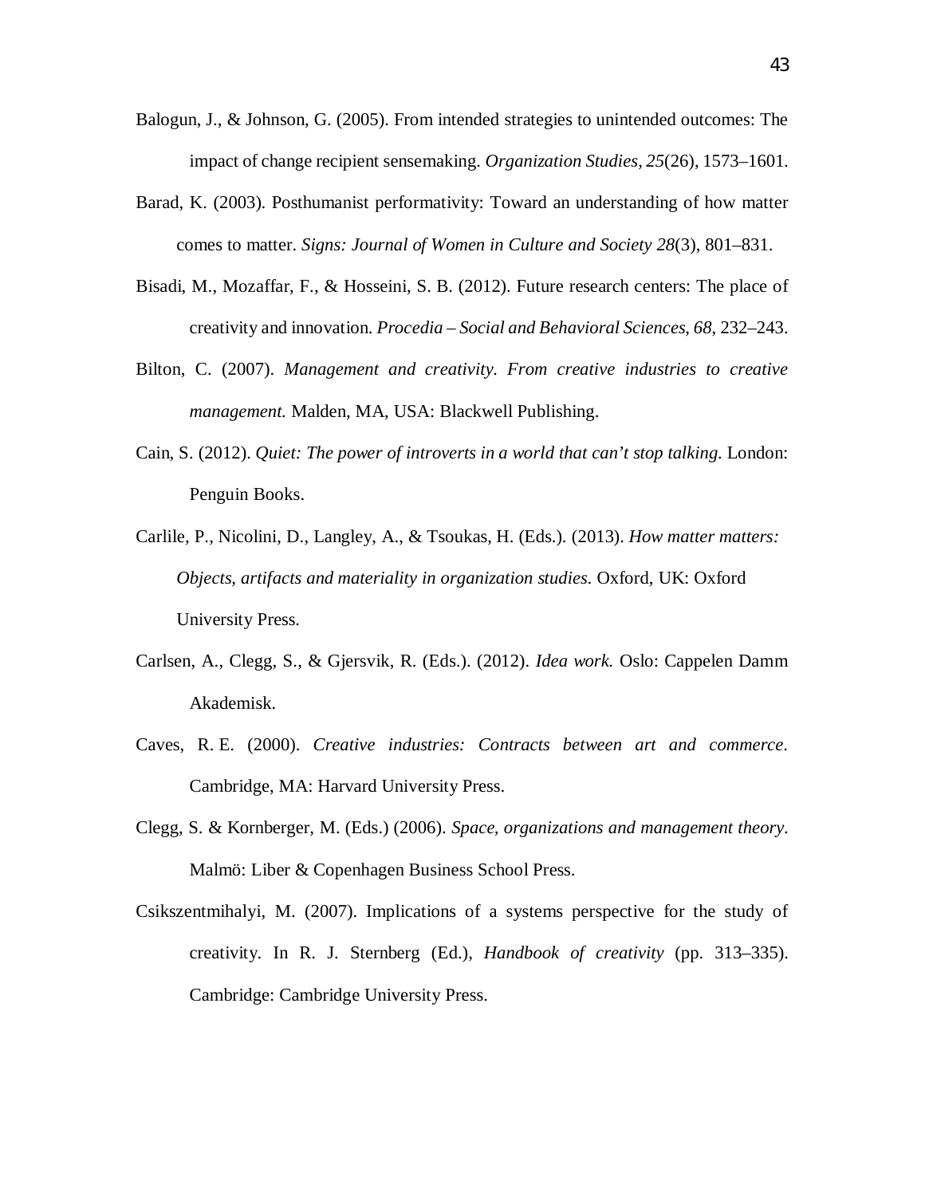Balogun, J., & Johnson, G. (2005). From intended strategies to unintended outcomes: The impact of change recipient sensemaking. *Organization Studies*, *25*(26), 1573–1601.

Barad, K. (2003). Posthumanist performativity: Toward an understanding of how matter comes to matter. *Signs: Journal of Women in Culture and Society 28*(3), 801–831.

Bisadi, M., Mozaffar, F., & Hosseini, S. B. (2012). Future research centers: The place of creativity and innovation. *Procedia – Social and Behavioral Sciences*, *68*, 232–243.

Bilton, C. (2007). *Management and creativity. From creative industries to creative management.* Malden, MA, USA: Blackwell Publishing.

Cain, S. (2012). *Quiet: The power of introverts in a world that can't stop talking*. London: Penguin Books.

Carlile, P., Nicolini, D., Langley, A., & Tsoukas, H. (Eds.). (2013). *How matter matters: Objects, artifacts and materiality in organization studies.* Oxford, UK: Oxford University Press.

Carlsen, A., Clegg, S., & Gjersvik, R. (Eds.). (2012). *Idea work.* Oslo: Cappelen Damm Akademisk.

Caves, R. E. (2000). *Creative industries: Contracts between art and commerce*. Cambridge, MA: Harvard University Press.

Clegg, S. & Kornberger, M. (Eds.) (2006). *Space, organizations and management theory*. Malmö: Liber & Copenhagen Business School Press.

Csikszentmihalyi, M. (2007). Implications of a systems perspective for the study of creativity. In R. J. Sternberg (Ed.), *Handbook of creativity* (pp. 313–335). Cambridge: Cambridge University Press.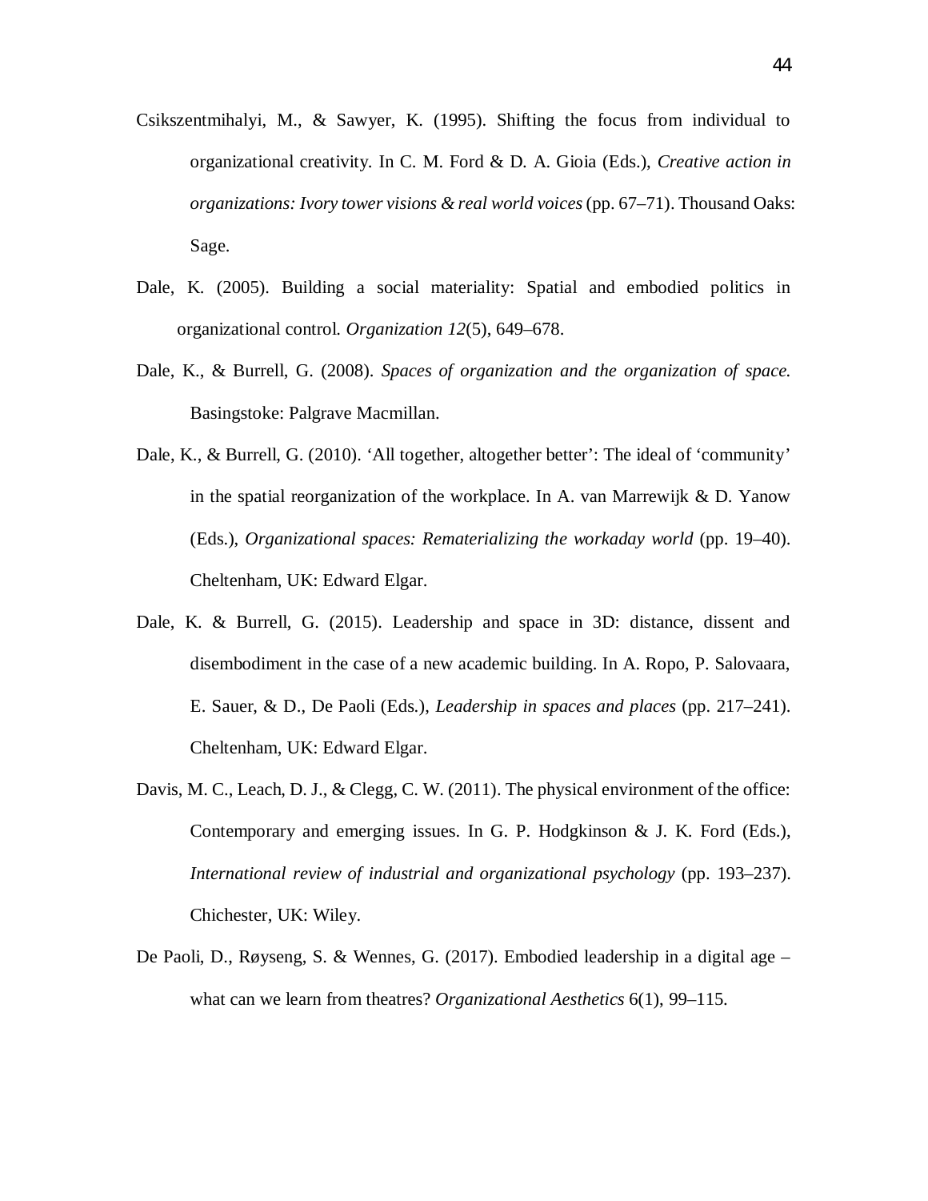Csikszentmihalyi, M., & Sawyer, K. (1995). Shifting the focus from individual to organizational creativity. In C. M. Ford & D. A. Gioia (Eds.), *Creative action in organizations: Ivory tower visions & real world voices* (pp. 67–71). Thousand Oaks: Sage.

Dale, K. (2005). Building a social materiality: Spatial and embodied politics in organizational control. *Organization 12*(5), 649–678.

Dale, K., & Burrell, G. (2008). *Spaces of organization and the organization of space.* Basingstoke: Palgrave Macmillan.

Dale, K., & Burrell, G. (2010). 'All together, altogether better': The ideal of 'community' in the spatial reorganization of the workplace. In A. van Marrewijk & D. Yanow (Eds.), *Organizational spaces: Rematerializing the workaday world* (pp. 19–40). Cheltenham, UK: Edward Elgar.

Dale, K. & Burrell, G. (2015). Leadership and space in 3D: distance, dissent and disembodiment in the case of a new academic building. In A. Ropo, P. Salovaara, E. Sauer, & D., De Paoli (Eds.), *Leadership in spaces and places* (pp. 217–241). Cheltenham, UK: Edward Elgar.

Davis, M. C., Leach, D. J., & Clegg, C. W. (2011). The physical environment of the office: Contemporary and emerging issues. In G. P. Hodgkinson & J. K. Ford (Eds.), *International review of industrial and organizational psychology* (pp. 193–237). Chichester, UK: Wiley.

De Paoli, D., Røyseng, S. & Wennes, G. (2017). Embodied leadership in a digital age – what can we learn from theatres? *Organizational Aesthetics* 6(1), 99–115.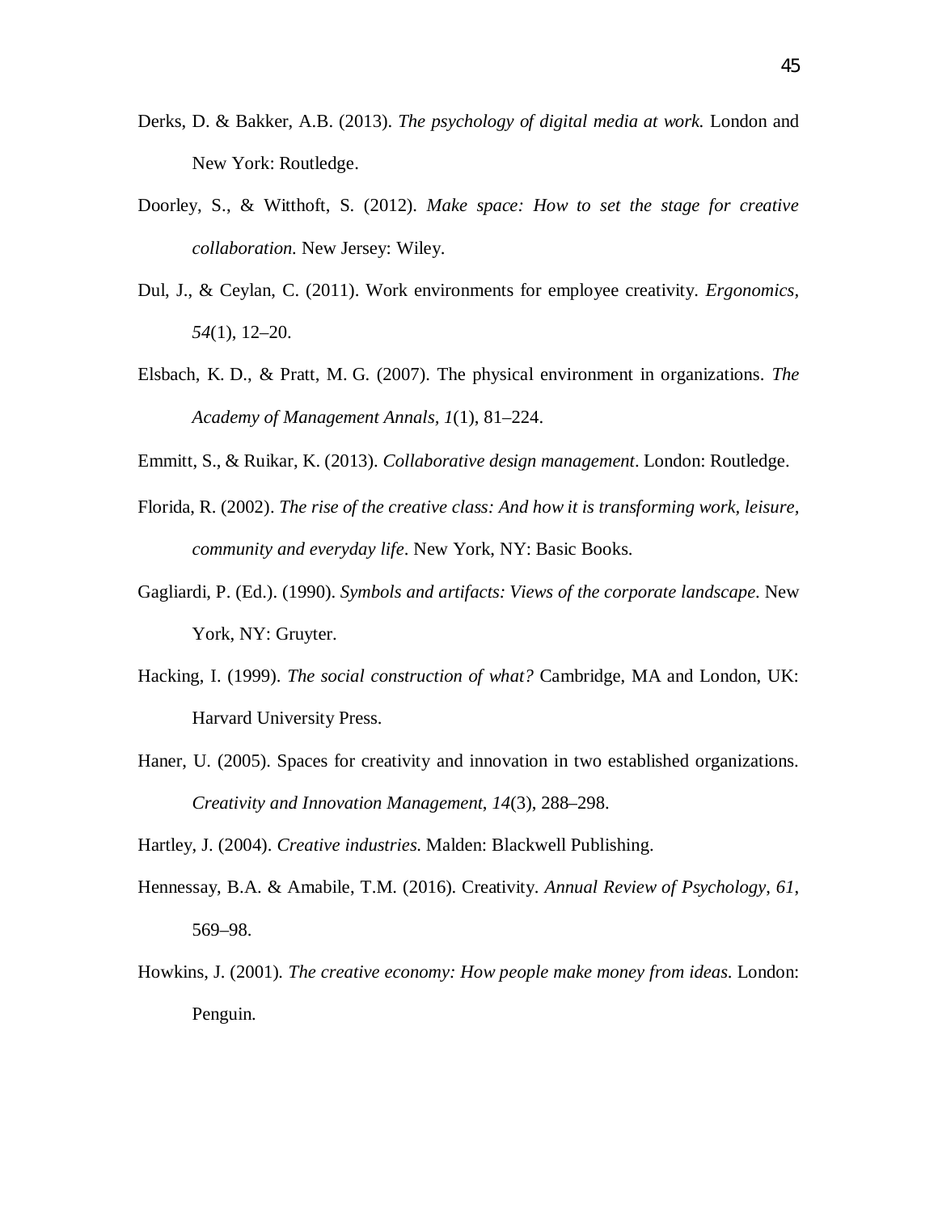Derks, D. & Bakker, A.B. (2013). *The psychology of digital media at work*. London and New York: Routledge.

Doorley, S., & Witthoft, S. (2012). *Make space: How to set the stage for creative collaboration*. New Jersey: Wiley.

Dul, J., & Ceylan, C. (2011). Work environments for employee creativity. *Ergonomics*, *54*(1), 12–20.

Elsbach, K. D., & Pratt, M. G. (2007). The physical environment in organizations. *The Academy of Management Annals, 1*(1), 81–224.

Emmitt, S., & Ruikar, K. (2013). *Collaborative design management*. London: Routledge.

Florida, R. (2002). *The rise of the creative class: And how it is transforming work, leisure, community and everyday life*. New York, NY: Basic Books.

Gagliardi, P. (Ed.). (1990). *Symbols and artifacts: Views of the corporate landscape*. New York, NY: Gruyter.

Hacking, I. (1999). *The social construction of what?* Cambridge, MA and London, UK: Harvard University Press.

Haner, U. (2005). Spaces for creativity and innovation in two established organizations. *Creativity and Innovation Management*, *14*(3), 288–298.

Hartley, J. (2004). *Creative industries*. Malden: Blackwell Publishing.

Hennessay, B.A. & Amabile, T.M. (2016). Creativity. *Annual Review of Psychology*, *61*, 569–98.

Howkins, J. (2001). *The creative economy: How people make money from ideas*. London: Penguin.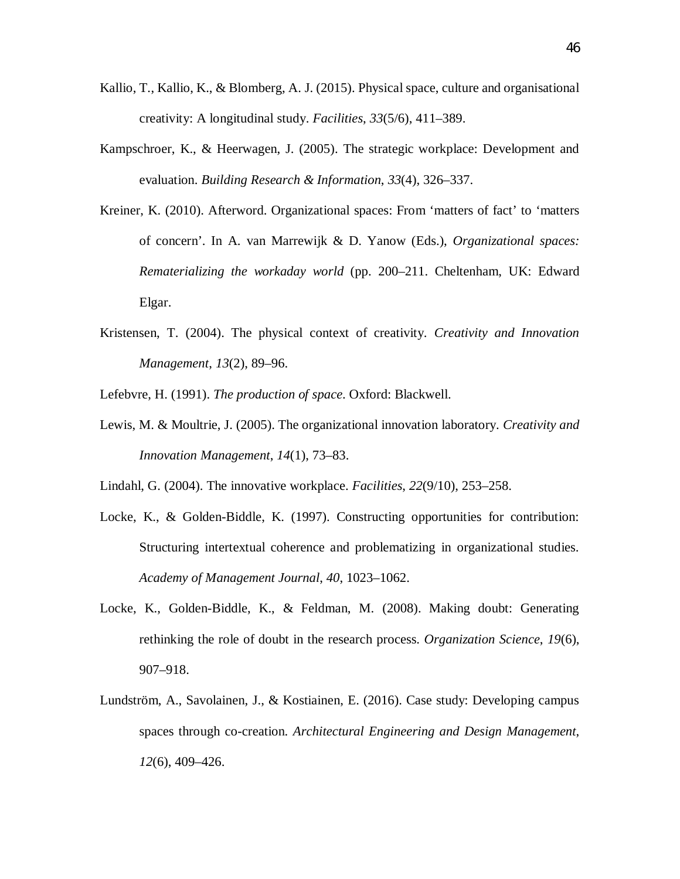Kallio, T., Kallio, K., & Blomberg, A. J. (2015). Physical space, culture and organisational creativity: A longitudinal study. *Facilities*, *33*(5/6), 411–389.

Kampschroer, K., & Heerwagen, J. (2005). The strategic workplace: Development and evaluation. *Building Research & Information*, *33*(4), 326–337.

Kreiner, K. (2010). Afterword. Organizational spaces: From 'matters of fact' to 'matters of concern'. In A. van Marrewijk & D. Yanow (Eds.), *Organizational spaces: Rematerializing the workaday world* (pp. 200–211. Cheltenham, UK: Edward Elgar.

Kristensen, T. (2004). The physical context of creativity. *Creativity and Innovation Management*, *13*(2), 89–96.

Lefebvre, H. (1991). *The production of space*. Oxford: Blackwell.

Lewis, M. & Moultrie, J. (2005). The organizational innovation laboratory. *Creativity and Innovation Management*, *14*(1), 73–83.

Lindahl, G. (2004). The innovative workplace. *Facilities*, *22*(9/10), 253–258.

Locke, K., & Golden-Biddle, K. (1997). Constructing opportunities for contribution: Structuring intertextual coherence and problematizing in organizational studies. *Academy of Management Journal*, *40*, 1023–1062.

Locke, K., Golden-Biddle, K., & Feldman, M. (2008). Making doubt: Generating rethinking the role of doubt in the research process. *Organization Science*, *19*(6), 907–918.

Lundström, A., Savolainen, J., & Kostiainen, E. (2016). Case study: Developing campus spaces through co-creation. *Architectural Engineering and Design Management*, *12*(6), 409–426.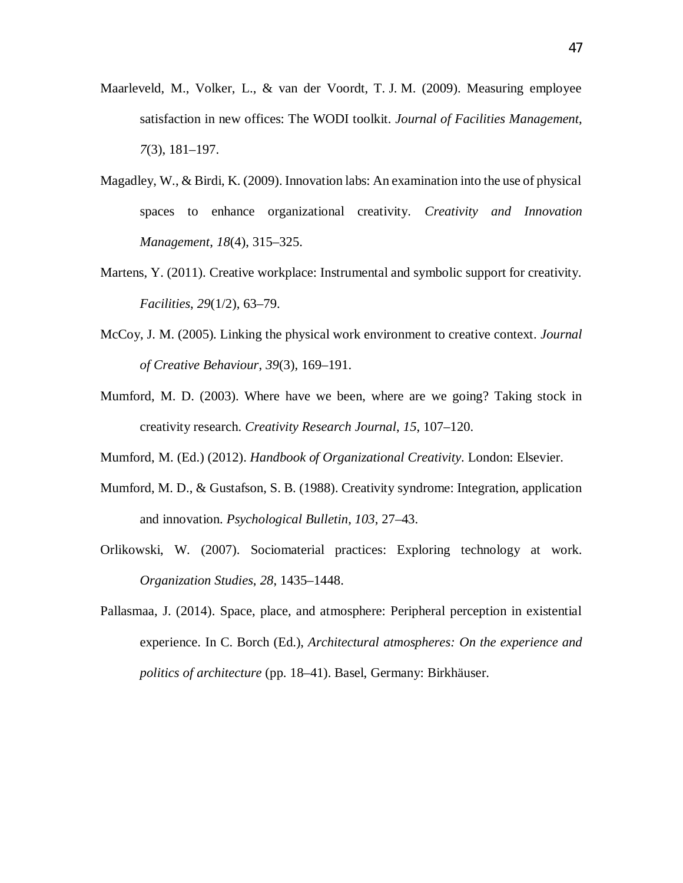Maarleveld, M., Volker, L., & van der Voordt, T. J. M. (2009). Measuring employee satisfaction in new offices: The WODI toolkit. *Journal of Facilities Management*, *7*(3), 181–197.

Magadley, W., & Birdi, K. (2009). Innovation labs: An examination into the use of physical spaces to enhance organizational creativity. *Creativity and Innovation Management*, *18*(4), 315–325.

Martens, Y. (2011). Creative workplace: Instrumental and symbolic support for creativity. *Facilities*, *29*(1/2), 63–79.

McCoy, J. M. (2005). Linking the physical work environment to creative context. *Journal of Creative Behaviour*, *39*(3), 169–191.

Mumford, M. D. (2003). Where have we been, where are we going? Taking stock in creativity research. *Creativity Research Journal*, *15*, 107–120.

Mumford, M. (Ed.) (2012). *Handbook of Organizational Creativity*. London: Elsevier.

Mumford, M. D., & Gustafson, S. B. (1988). Creativity syndrome: Integration, application and innovation. *Psychological Bulletin*, *103*, 27–43.

Orlikowski, W. (2007). Sociomaterial practices: Exploring technology at work. *Organization Studies*, *28*, 1435–1448.

Pallasmaa, J. (2014). Space, place, and atmosphere: Peripheral perception in existential experience. In C. Borch (Ed.), *Architectural atmospheres: On the experience and politics of architecture* (pp. 18–41). Basel, Germany: Birkhäuser.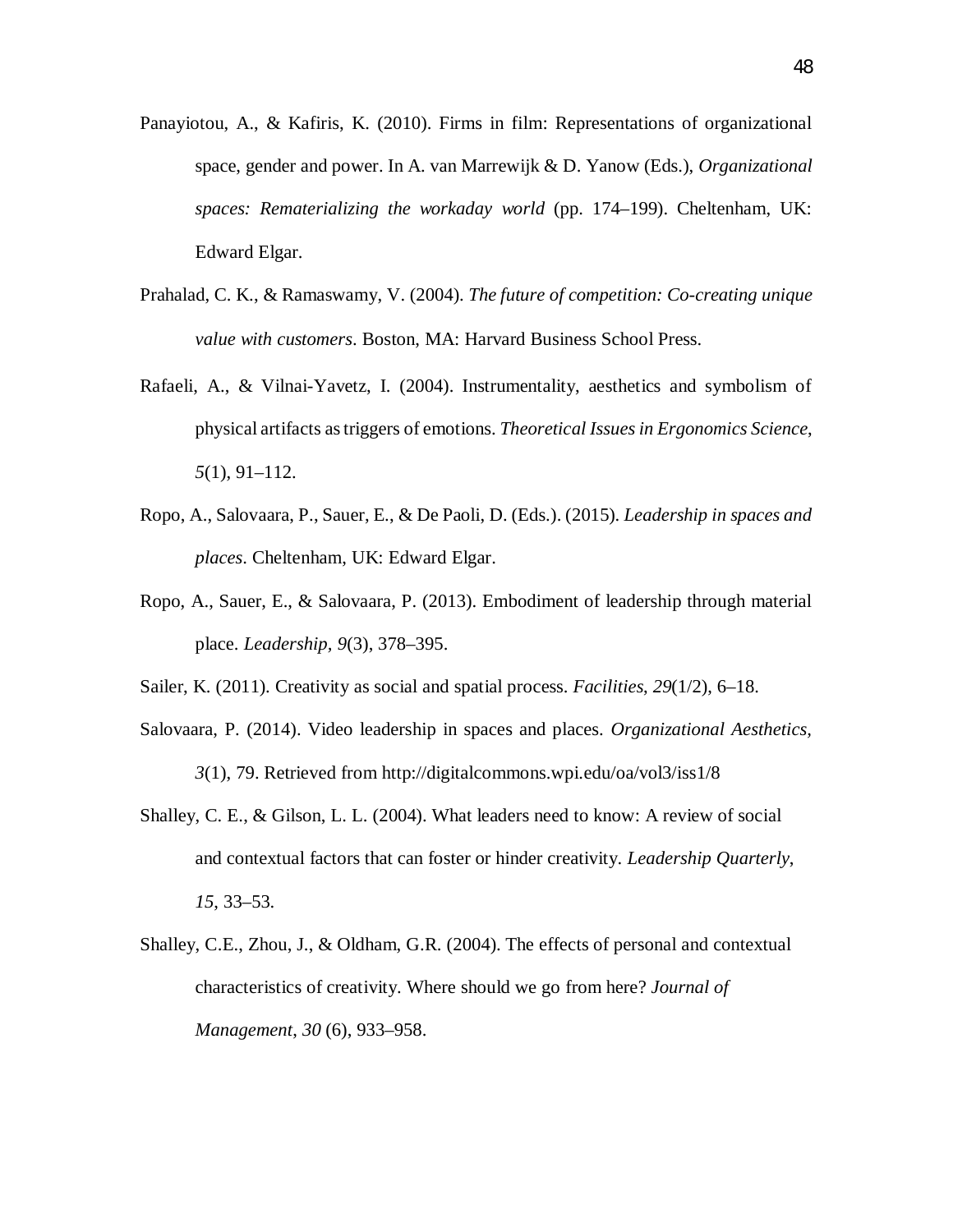Panayiotou, A., & Kafiris, K. (2010). Firms in film: Representations of organizational space, gender and power. In A. van Marrewijk & D. Yanow (Eds.), *Organizational spaces: Rematerializing the workaday world* (pp. 174–199). Cheltenham, UK: Edward Elgar.

Prahalad, C. K., & Ramaswamy, V. (2004). *The future of competition: Co-creating unique value with customers*. Boston, MA: Harvard Business School Press.

Rafaeli, A., & Vilnai-Yavetz, I. (2004). Instrumentality, aesthetics and symbolism of physical artifacts as triggers of emotions. *Theoretical Issues in Ergonomics Science*, *5*(1), 91–112.

Ropo, A., Salovaara, P., Sauer, E., & De Paoli, D. (Eds.). (2015). *Leadership in spaces and places*. Cheltenham, UK: Edward Elgar.

Ropo, A., Sauer, E., & Salovaara, P. (2013). Embodiment of leadership through material place. *Leadership*, *9*(3), 378–395.

Sailer, K. (2011). Creativity as social and spatial process. *Facilities*, *29*(1/2), 6–18.

Salovaara, P. (2014). Video leadership in spaces and places. *Organizational Aesthetics*, *3*(1), 79. Retrieved from http://digitalcommons.wpi.edu/oa/vol3/iss1/8

Shalley, C. E., & Gilson, L. L. (2004). What leaders need to know: A review of social and contextual factors that can foster or hinder creativity. *Leadership Quarterly*, *15*, 33–53.

Shalley, C.E., Zhou, J., & Oldham, G.R. (2004). The effects of personal and contextual characteristics of creativity. Where should we go from here? *Journal of Management*, *30* (6), 933–958.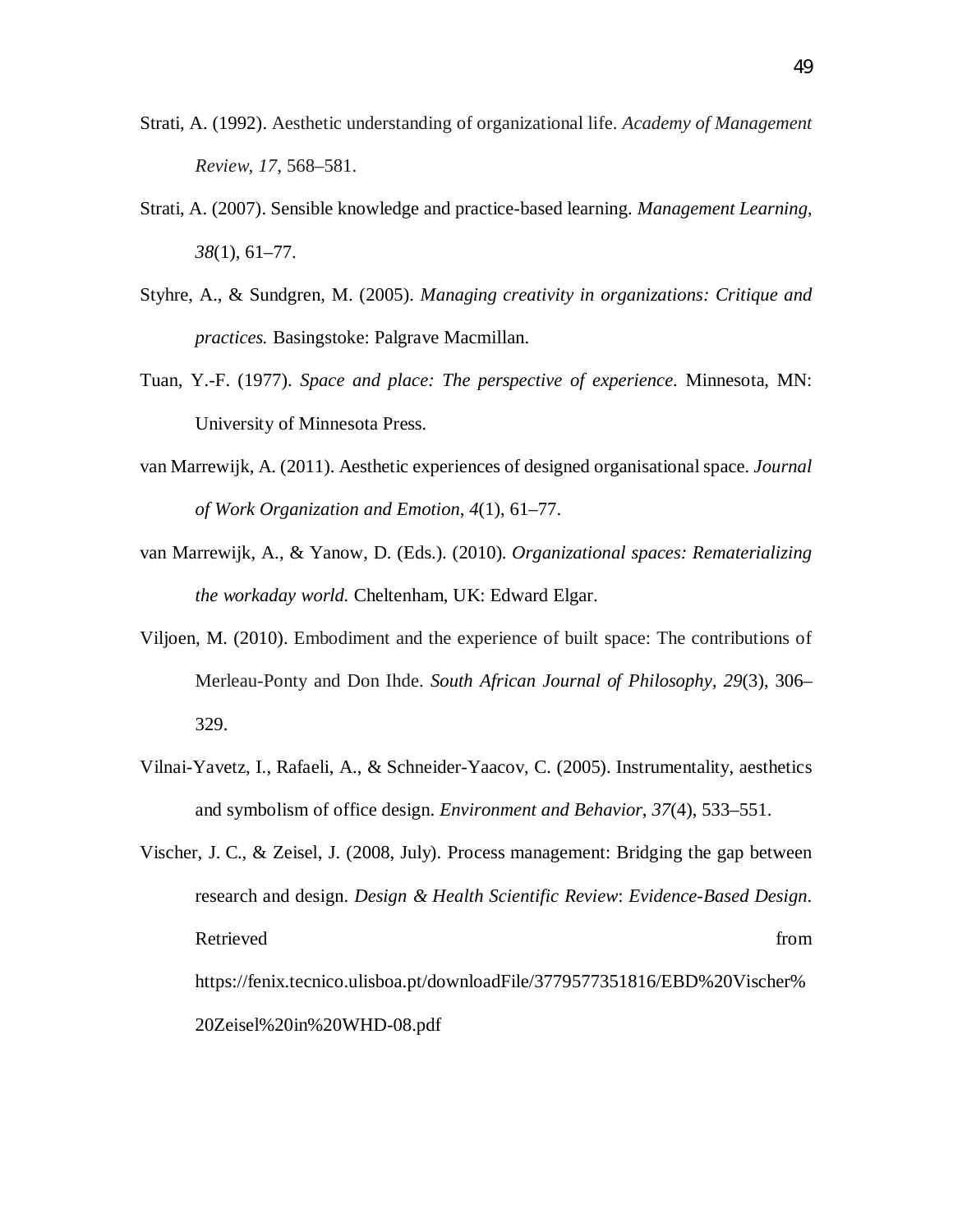Strati, A. (1992). Aesthetic understanding of organizational life. *Academy of Management Review, 17*, 568–581.

Strati, A. (2007). Sensible knowledge and practice-based learning. *Management Learning*, *38*(1), 61–77.

Styhre, A., & Sundgren, M. (2005). *Managing creativity in organizations: Critique and practices.* Basingstoke: Palgrave Macmillan.

Tuan, Y.-F. (1977). *Space and place: The perspective of experience.* Minnesota, MN: University of Minnesota Press.

van Marrewijk, A. (2011). Aesthetic experiences of designed organisational space. *Journal of Work Organization and Emotion*, *4*(1), 61–77.

van Marrewijk, A., & Yanow, D. (Eds.). (2010). *Organizational spaces: Rematerializing the workaday world.* Cheltenham, UK: Edward Elgar.

Viljoen, M. (2010). Embodiment and the experience of built space: The contributions of Merleau-Ponty and Don Ihde. *South African Journal of Philosophy, 29*(3), 306–329.

Vilnai-Yavetz, I., Rafaeli, A., & Schneider-Yaacov, C. (2005). Instrumentality, aesthetics and symbolism of office design. *Environment and Behavior*, *37*(4), 533–551.

Vischer, J. C., & Zeisel, J. (2008, July). Process management: Bridging the gap between research and design. *Design & Health Scientific Review*: *Evidence-Based Design*. Retrieved from https://fenix.tecnico.ulisboa.pt/downloadFile/3779577351816/EBD%20Vischer%20Zeisel%20in%20WHD-08.pdf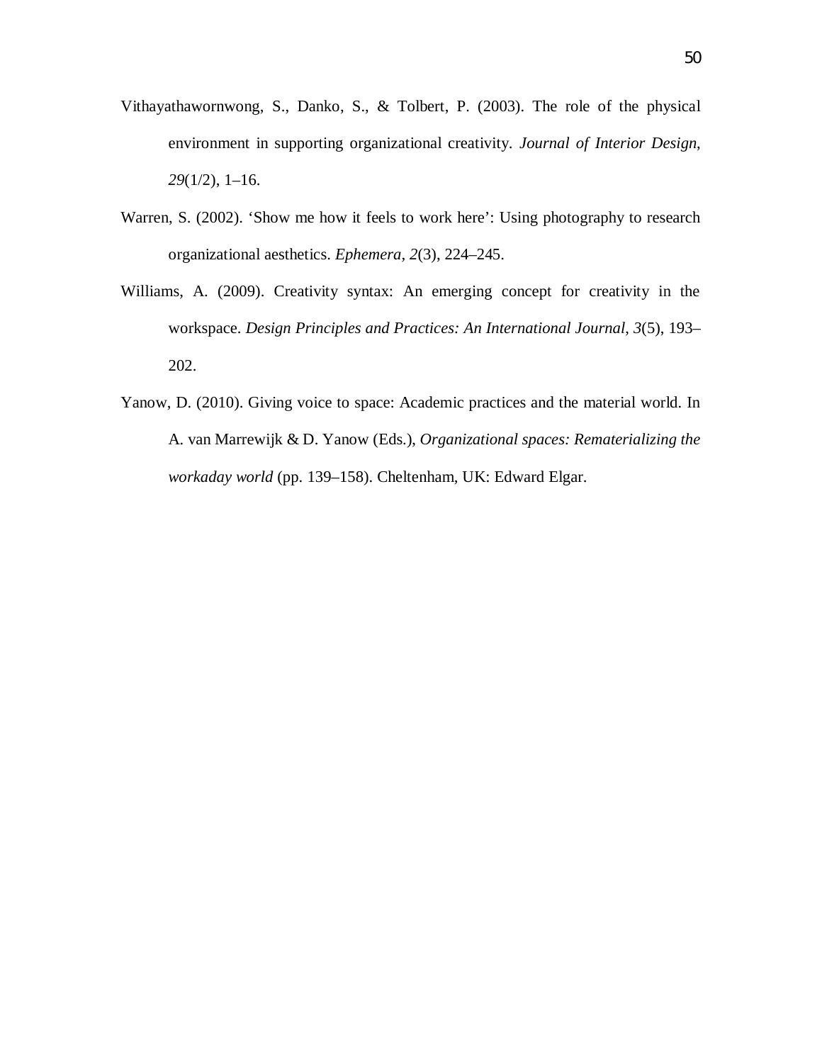Vithayathawornwong, S., Danko, S., & Tolbert, P. (2003). The role of the physical environment in supporting organizational creativity. *Journal of Interior Design*, *29*(1/2), 1–16.

Warren, S. (2002). 'Show me how it feels to work here': Using photography to research organizational aesthetics. *Ephemera, 2*(3), 224–245.

Williams, A. (2009). Creativity syntax: An emerging concept for creativity in the workspace. *Design Principles and Practices: An International Journal*, *3*(5), 193–202.

Yanow, D. (2010). Giving voice to space: Academic practices and the material world. In A. van Marrewijk & D. Yanow (Eds.), *Organizational spaces: Rematerializing the workaday world* (pp. 139–158). Cheltenham, UK: Edward Elgar.